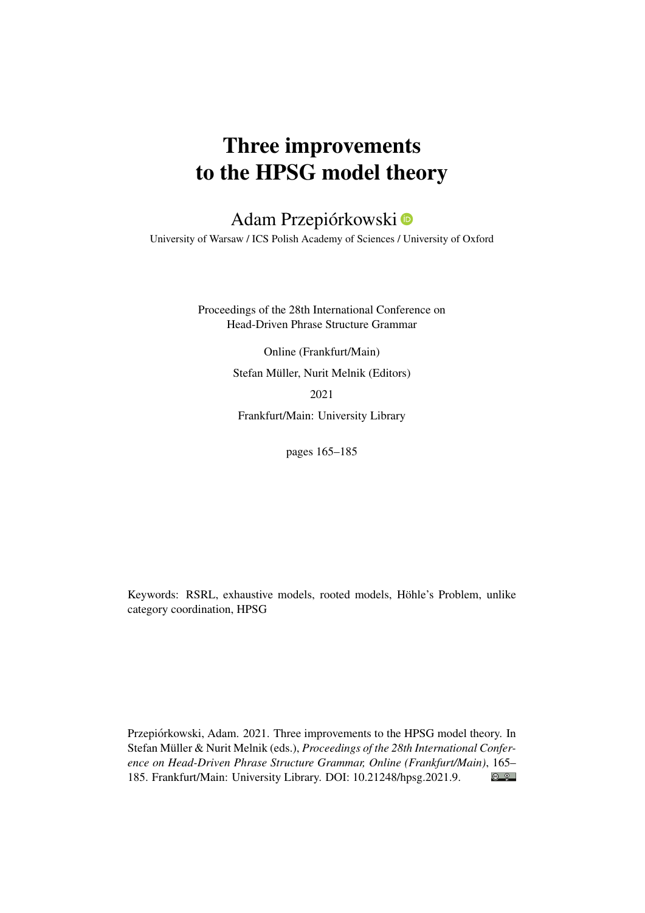# Three improvements to the HPSG model theory

Adam Przepiórkowski

University of Warsaw / ICS Polish Academy of Sciences / University of Oxford

Proceedings of the 28th International Conference on Head-Driven Phrase Structure Grammar

Online (Frankfurt/Main)

Stefan Müller, Nurit Melnik (Editors)

2021

Frankfurt/Main: University Library

pages 165–185

Keywords: RSRL, exhaustive models, rooted models, Höhle's Problem, unlike category coordination, HPSG

Przepiórkowski, Adam. 2021. Three improvements to the HPSG model theory. In Stefan Müller & Nurit Melnik (eds.), *Proceedings of the 28th International Conference on Head-Driven Phrase Structure Grammar, Online (Frankfurt/Main)*, 165–185. Frankfurt/Main: University Library. DOI: 10.21248/hpsg.2021.9.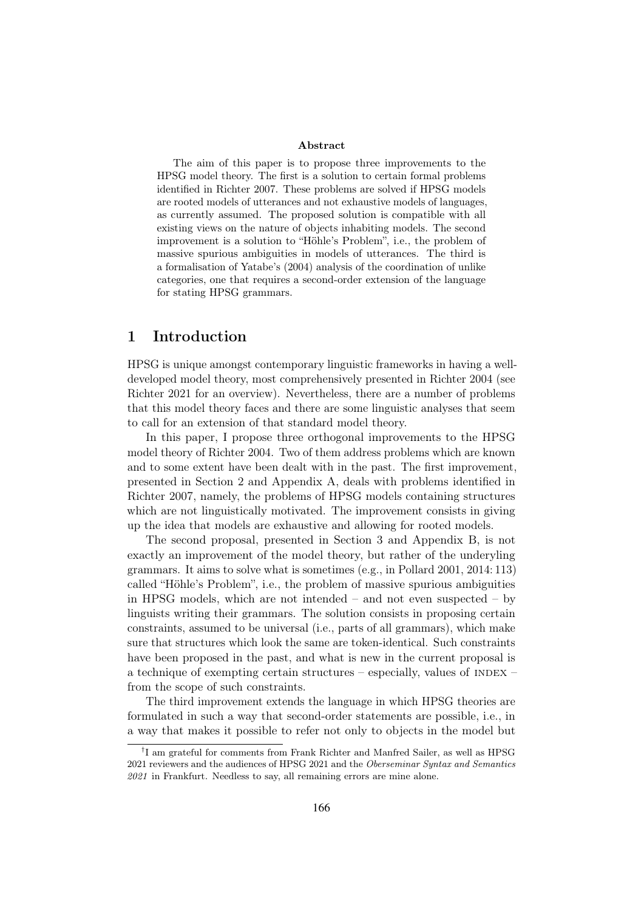**Abstract**

The aim of this paper is to propose three improvements to the HPSG model theory. The first is a solution to certain formal problems identified in Richter 2007. These problems are solved if HPSG models are rooted models of utterances and not exhaustive models of languages, as currently assumed. The proposed solution is compatible with all existing views on the nature of objects inhabiting models. The second improvement is a solution to "Höhle's Problem", i.e., the problem of massive spurious ambiguities in models of utterances. The third is a formalisation of Yatabe's (2004) analysis of the coordination of unlike categories, one that requires a second-order extension of the language for stating HPSG grammars.

# 1 Introduction

HPSG is unique amongst contemporary linguistic frameworks in having a well-developed model theory, most comprehensively presented in Richter 2004 (see Richter 2021 for an overview). Nevertheless, there are a number of problems that this model theory faces and there are some linguistic analyses that seem to call for an extension of that standard model theory.

In this paper, I propose three orthogonal improvements to the HPSG model theory of Richter 2004. Two of them address problems which are known and to some extent have been dealt with in the past. The first improvement, presented in Section 2 and Appendix A, deals with problems identified in Richter 2007, namely, the problems of HPSG models containing structures which are not linguistically motivated. The improvement consists in giving up the idea that models are exhaustive and allowing for rooted models.

The second proposal, presented in Section 3 and Appendix B, is not exactly an improvement of the model theory, but rather of the underyling grammars. It aims to solve what is sometimes (e.g., in Pollard 2001, 2014: 113) called "Höhle's Problem", i.e., the problem of massive spurious ambiguities in HPSG models, which are not intended – and not even suspected – by linguists writing their grammars. The solution consists in proposing certain constraints, assumed to be universal (i.e., parts of all grammars), which make sure that structures which look the same are token-identical. Such constraints have been proposed in the past, and what is new in the current proposal is a technique of exempting certain structures – especially, values of INDEX – from the scope of such constraints.

The third improvement extends the language in which HPSG theories are formulated in such a way that second-order statements are possible, i.e., in a way that makes it possible to refer not only to objects in the model but

†I am grateful for comments from Frank Richter and Manfred Sailer, as well as HPSG 2021 reviewers and the audiences of HPSG 2021 and the *Oberseminar Syntax and Semantics 2021* in Frankfurt. Needless to say, all remaining errors are mine alone.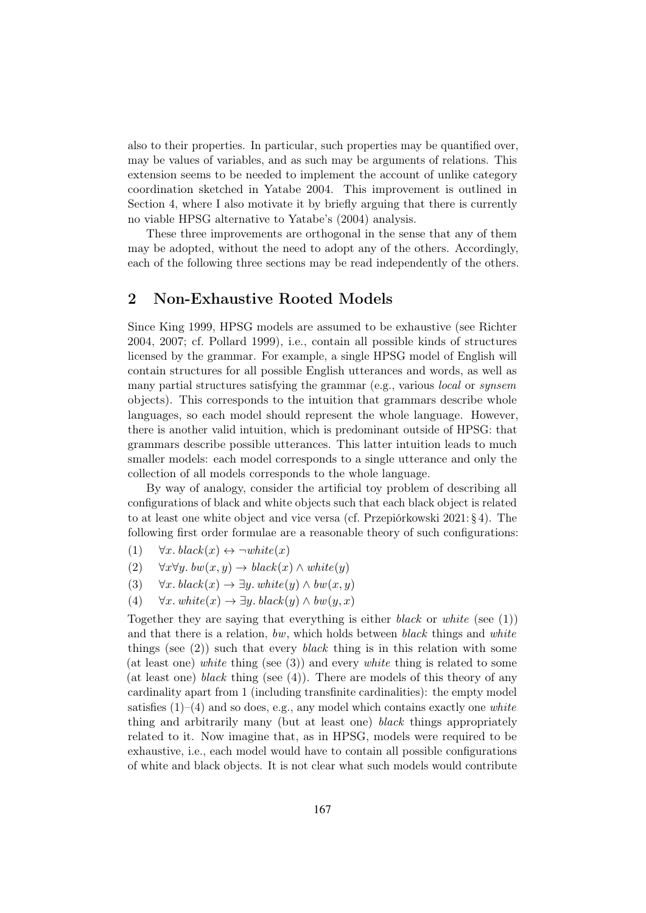also to their properties. In particular, such properties may be quantified over, may be values of variables, and as such may be arguments of relations. This extension seems to be needed to implement the account of unlike category coordination sketched in Yatabe 2004. This improvement is outlined in Section 4, where I also motivate it by briefly arguing that there is currently no viable HPSG alternative to Yatabe's (2004) analysis.

These three improvements are orthogonal in the sense that any of them may be adopted, without the need to adopt any of the others. Accordingly, each of the following three sections may be read independently of the others.

## 2 Non-Exhaustive Rooted Models

Since King 1999, HPSG models are assumed to be exhaustive (see Richter 2004, 2007; cf. Pollard 1999), i.e., contain all possible kinds of structures licensed by the grammar. For example, a single HPSG model of English will contain structures for all possible English utterances and words, as well as many partial structures satisfying the grammar (e.g., various *local* or *synsem* objects). This corresponds to the intuition that grammars describe whole languages, so each model should represent the whole language. However, there is another valid intuition, which is predominant outside of HPSG: that grammars describe possible utterances. This latter intuition leads to much smaller models: each model corresponds to a single utterance and only the collection of all models corresponds to the whole language.

By way of analogy, consider the artificial toy problem of describing all configurations of black and white objects such that each black object is related to at least one white object and vice versa (cf. Przepiórkowski 2021: § 4). The following first order formulae are a reasonable theory of such configurations:

(1) $\forall x.\, black(x) \leftrightarrow \neg white(x)$

(2) $\forall x \forall y.\, bw(x, y) \rightarrow black(x) \wedge white(y)$

(3) $\forall x.\, black(x) \rightarrow \exists y.\, white(y) \wedge bw(x, y)$

(4) $\forall x.\, white(x) \rightarrow \exists y.\, black(y) \wedge bw(y, x)$

Together they are saying that everything is either *black* or *white* (see (1)) and that there is a relation, *bw*, which holds between *black* things and *white* things (see (2)) such that every *black* thing is in this relation with some (at least one) *white* thing (see (3)) and every *white* thing is related to some (at least one) *black* thing (see (4)). There are models of this theory of any cardinality apart from 1 (including transfinite cardinalities): the empty model satisfies (1)–(4) and so does, e.g., any model which contains exactly one *white* thing and arbitrarily many (but at least one) *black* things appropriately related to it. Now imagine that, as in HPSG, models were required to be exhaustive, i.e., each model would have to contain all possible configurations of white and black objects. It is not clear what such models would contribute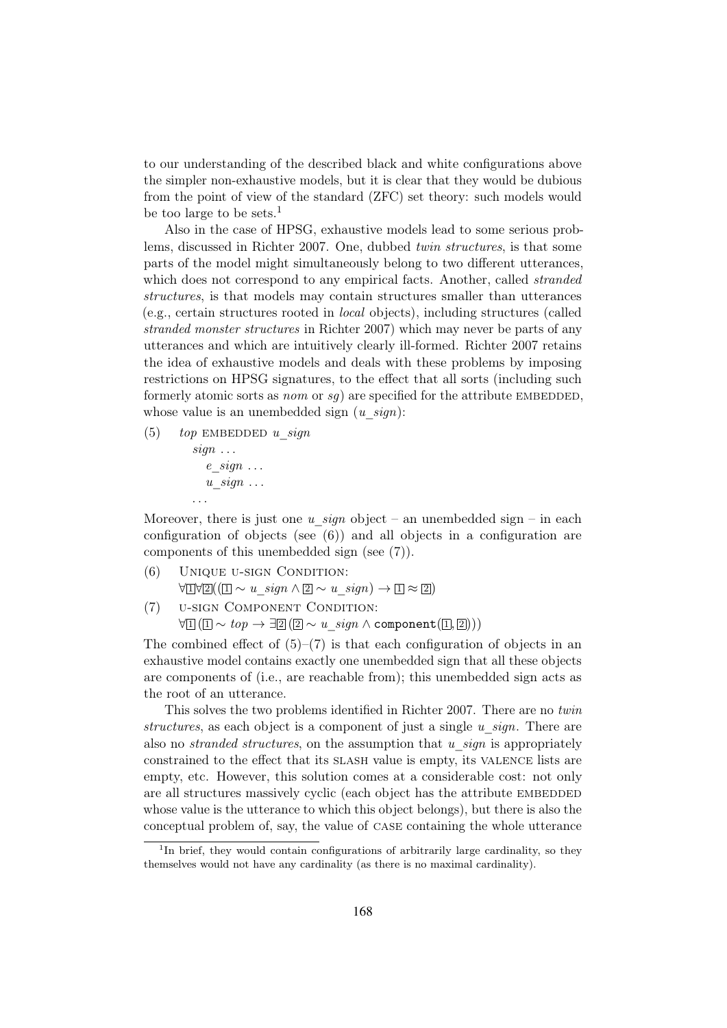to our understanding of the described black and white configurations above the simpler non-exhaustive models, but it is clear that they would be dubious from the point of view of the standard (ZFC) set theory: such models would be too large to be sets.[1]

Also in the case of HPSG, exhaustive models lead to some serious problems, discussed in Richter 2007. One, dubbed *twin structures*, is that some parts of the model might simultaneously belong to two different utterances, which does not correspond to any empirical facts. Another, called *stranded structures*, is that models may contain structures smaller than utterances (e.g., certain structures rooted in *local* objects), including structures (called *stranded monster structures* in Richter 2007) which may never be parts of any utterances and which are intuitively clearly ill-formed. Richter 2007 retains the idea of exhaustive models and deals with these problems by imposing restrictions on HPSG signatures, to the effect that all sorts (including such formerly atomic sorts as *nom* or *sg*) are specified for the attribute EMBEDDED, whose value is an unembedded sign (*u_sign*):

(5) *top* EMBEDDED *u_sign*
  *sign* ...
    *e_sign* ...
    *u_sign* ...
  ...

Moreover, there is just one *u_sign* object – an unembedded sign – in each configuration of objects (see (6)) and all objects in a configuration are components of this unembedded sign (see (7)).

(6) UNIQUE U-SIGN CONDITION:
$\forall\boxed{1}\forall\boxed{2}((\boxed{1} \sim u\_sign \wedge \boxed{2} \sim u\_sign) \rightarrow \boxed{1} \approx \boxed{2})$

(7) U-SIGN COMPONENT CONDITION:
$\forall\boxed{1}\,(\boxed{1} \sim top \rightarrow \exists\boxed{2}\,(\boxed{2} \sim u\_sign \wedge \texttt{component}(\boxed{1}, \boxed{2})))$

The combined effect of (5)–(7) is that each configuration of objects in an exhaustive model contains exactly one unembedded sign that all these objects are components of (i.e., are reachable from); this unembedded sign acts as the root of an utterance.

This solves the two problems identified in Richter 2007. There are no *twin structures*, as each object is a component of just a single *u_sign*. There are also no *stranded structures*, on the assumption that *u_sign* is appropriately constrained to the effect that its SLASH value is empty, its VALENCE lists are empty, etc. However, this solution comes at a considerable cost: not only are all structures massively cyclic (each object has the attribute EMBEDDED whose value is the utterance to which this object belongs), but there is also the conceptual problem of, say, the value of CASE containing the whole utterance

[1] In brief, they would contain configurations of arbitrarily large cardinality, so they themselves would not have any cardinality (as there is no maximal cardinality).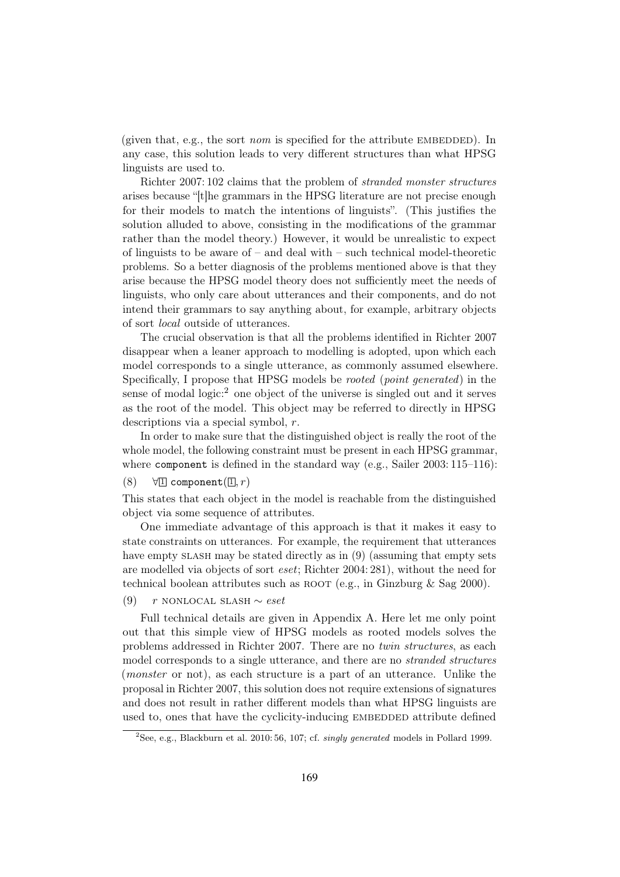(given that, e.g., the sort *nom* is specified for the attribute EMBEDDED). In any case, this solution leads to very different structures than what HPSG linguists are used to.

Richter 2007: 102 claims that the problem of *stranded monster structures* arises because "[t]he grammars in the HPSG literature are not precise enough for their models to match the intentions of linguists". (This justifies the solution alluded to above, consisting in the modifications of the grammar rather than the model theory.) However, it would be unrealistic to expect of linguists to be aware of – and deal with – such technical model-theoretic problems. So a better diagnosis of the problems mentioned above is that they arise because the HPSG model theory does not sufficiently meet the needs of linguists, who only care about utterances and their components, and do not intend their grammars to say anything about, for example, arbitrary objects of sort *local* outside of utterances.

The crucial observation is that all the problems identified in Richter 2007 disappear when a leaner approach to modelling is adopted, upon which each model corresponds to a single utterance, as commonly assumed elsewhere. Specifically, I propose that HPSG models be *rooted* (*point generated*) in the sense of modal logic:[2] one object of the universe is singled out and it serves as the root of the model. This object may be referred to directly in HPSG descriptions via a special symbol, $r$.

In order to make sure that the distinguished object is really the root of the whole model, the following constraint must be present in each HPSG grammar, where `component` is defined in the standard way (e.g., Sailer 2003: 115–116):

(8) $\forall \boxed{1}$ `component`$(\boxed{1}, r)$

This states that each object in the model is reachable from the distinguished object via some sequence of attributes.

One immediate advantage of this approach is that it makes it easy to state constraints on utterances. For example, the requirement that utterances have empty SLASH may be stated directly as in (9) (assuming that empty sets are modelled via objects of sort *eset*; Richter 2004: 281), without the need for technical boolean attributes such as ROOT (e.g., in Ginzburg & Sag 2000).

(9) $r$ NONLOCAL SLASH $\sim$ *eset*

Full technical details are given in Appendix A. Here let me only point out that this simple view of HPSG models as rooted models solves the problems addressed in Richter 2007. There are no *twin structures*, as each model corresponds to a single utterance, and there are no *stranded structures* (*monster* or not), as each structure is a part of an utterance. Unlike the proposal in Richter 2007, this solution does not require extensions of signatures and does not result in rather different models than what HPSG linguists are used to, ones that have the cyclicity-inducing EMBEDDED attribute defined

[2] See, e.g., Blackburn et al. 2010: 56, 107; cf. *singly generated* models in Pollard 1999.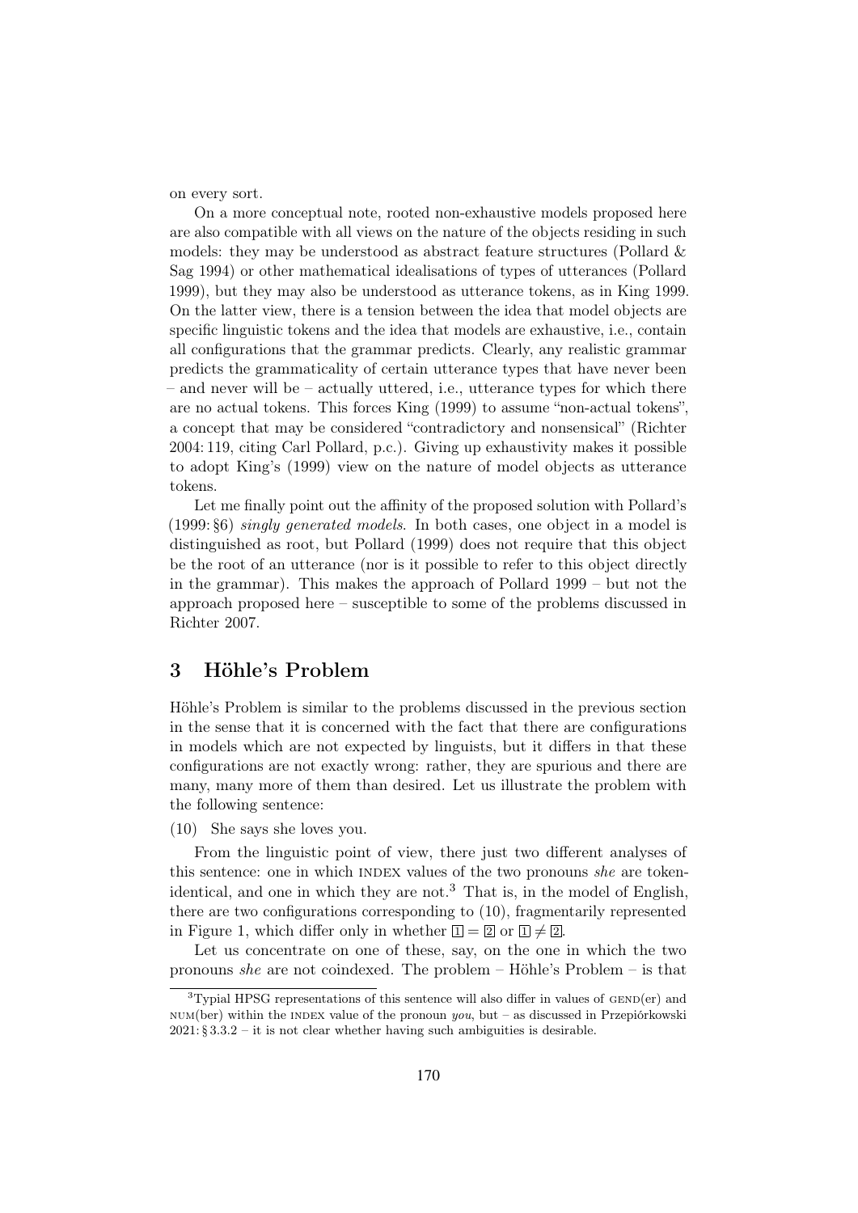on every sort.

On a more conceptual note, rooted non-exhaustive models proposed here are also compatible with all views on the nature of the objects residing in such models: they may be understood as abstract feature structures (Pollard & Sag 1994) or other mathematical idealisations of types of utterances (Pollard 1999), but they may also be understood as utterance tokens, as in King 1999. On the latter view, there is a tension between the idea that model objects are specific linguistic tokens and the idea that models are exhaustive, i.e., contain all configurations that the grammar predicts. Clearly, any realistic grammar predicts the grammaticality of certain utterance types that have never been – and never will be – actually uttered, i.e., utterance types for which there are no actual tokens. This forces King (1999) to assume "non-actual tokens", a concept that may be considered "contradictory and nonsensical" (Richter 2004: 119, citing Carl Pollard, p.c.). Giving up exhaustivity makes it possible to adopt King's (1999) view on the nature of model objects as utterance tokens.

Let me finally point out the affinity of the proposed solution with Pollard's (1999: §6) *singly generated models*. In both cases, one object in a model is distinguished as root, but Pollard (1999) does not require that this object be the root of an utterance (nor is it possible to refer to this object directly in the grammar). This makes the approach of Pollard 1999 – but not the approach proposed here – susceptible to some of the problems discussed in Richter 2007.

## 3 Höhle's Problem

Höhle's Problem is similar to the problems discussed in the previous section in the sense that it is concerned with the fact that there are configurations in models which are not expected by linguists, but it differs in that these configurations are not exactly wrong: rather, they are spurious and there are many, many more of them than desired. Let us illustrate the problem with the following sentence:

(10) She says she loves you.

From the linguistic point of view, there just two different analyses of this sentence: one in which INDEX values of the two pronouns *she* are token-identical, and one in which they are not.[3] That is, in the model of English, there are two configurations corresponding to (10), fragmentarily represented in Figure 1, which differ only in whether $\boxed{1} = \boxed{2}$ or $\boxed{1} \neq \boxed{2}$.

Let us concentrate on one of these, say, on the one in which the two pronouns *she* are not coindexed. The problem – Höhle's Problem – is that

---

[3] Typial HPSG representations of this sentence will also differ in values of GEND(er) and NUM(ber) within the INDEX value of the pronoun *you*, but – as discussed in Przepiórkowski 2021: § 3.3.2 – it is not clear whether having such ambiguities is desirable.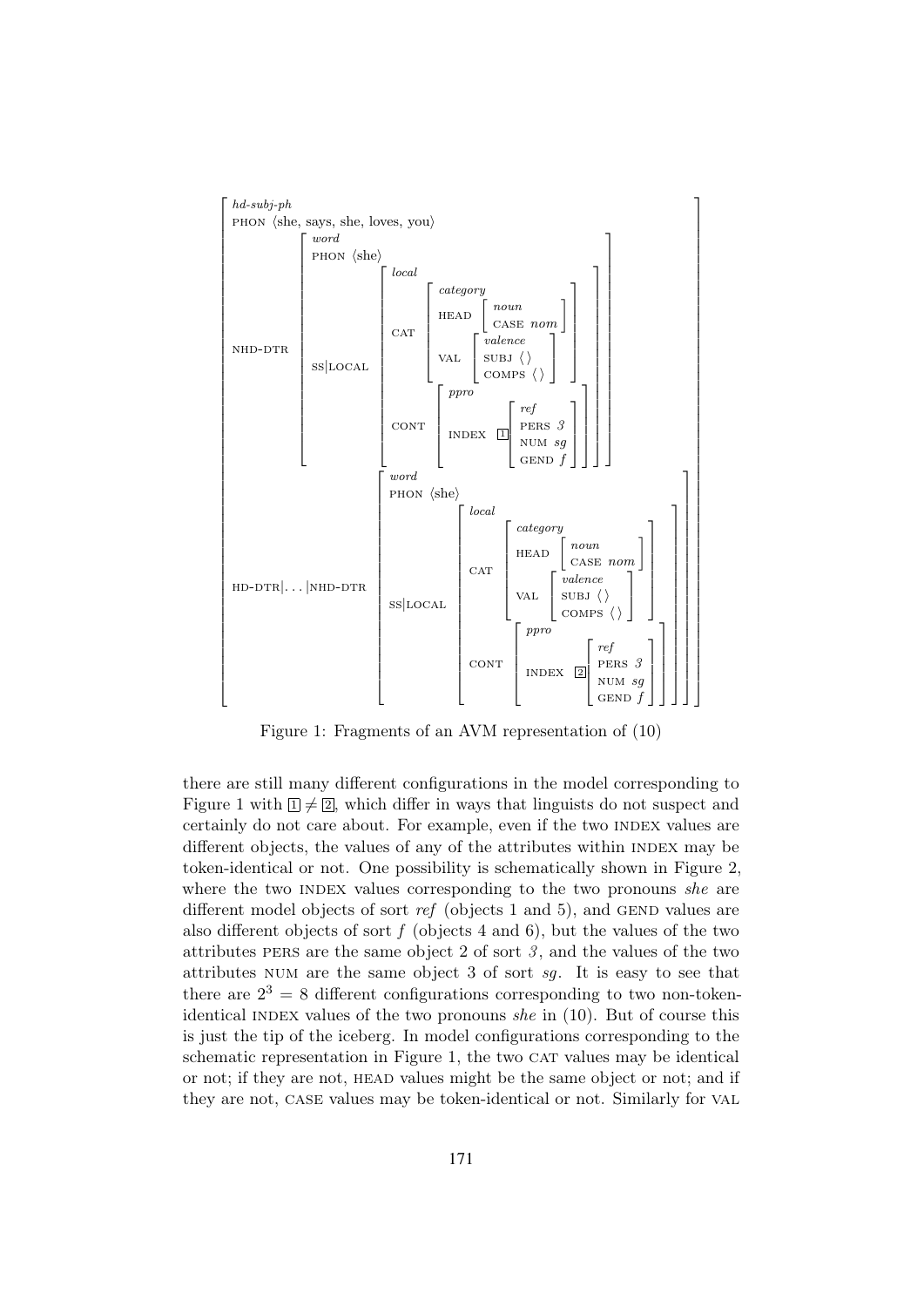```
[ hd-subj-ph
  PHON ⟨she, says, she, loves, you⟩
  NHD-DTR  [ word
             PHON ⟨she⟩
             SS|LOCAL [ local
                        CAT  [ category
                               HEAD [ noun
                                      CASE nom ]
                               VAL  [ valence
                                      SUBJ ⟨ ⟩
                                      COMPS ⟨ ⟩ ] ]
                        CONT [ ppro
                               INDEX [1] [ ref
                                           PERS 3
                                           NUM sg
                                           GEND f ] ] ] ]
  HD-DTR|...|NHD-DTR  [ word
                        PHON ⟨she⟩
                        SS|LOCAL [ local
                                   CAT  [ category
                                          HEAD [ noun
                                                 CASE nom ]
                                          VAL  [ valence
                                                 SUBJ ⟨ ⟩
                                                 COMPS ⟨ ⟩ ] ]
                                   CONT [ ppro
                                          INDEX [2] [ ref
                                                      PERS 3
                                                      NUM sg
                                                      GEND f ] ] ] ] ]
```

Figure 1: Fragments of an AVM representation of (10)

there are still many different configurations in the model corresponding to Figure 1 with [1] $\neq$ [2], which differ in ways that linguists do not suspect and certainly do not care about. For example, even if the two INDEX values are different objects, the values of any of the attributes within INDEX may be token-identical or not. One possibility is schematically shown in Figure 2, where the two INDEX values corresponding to the two pronouns *she* are different model objects of sort *ref* (objects 1 and 5), and GEND values are also different objects of sort *f* (objects 4 and 6), but the values of the two attributes PERS are the same object 2 of sort *3*, and the values of the two attributes NUM are the same object 3 of sort *sg*. It is easy to see that there are $2^3 = 8$ different configurations corresponding to two non-token-identical INDEX values of the two pronouns *she* in (10). But of course this is just the tip of the iceberg. In model configurations corresponding to the schematic representation in Figure 1, the two CAT values may be identical or not; if they are not, HEAD values might be the same object or not; and if they are not, CASE values may be token-identical or not. Similarly for VAL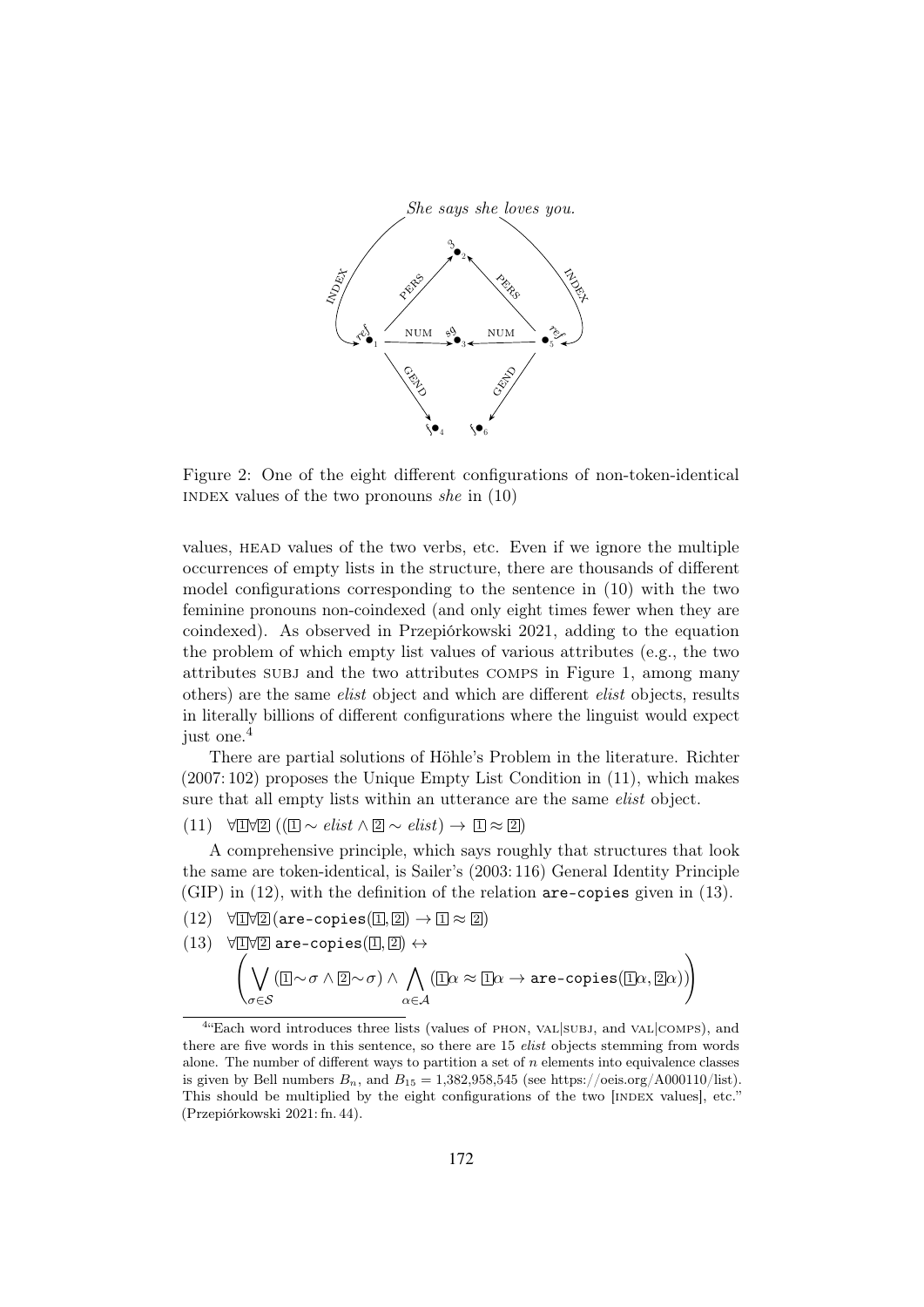Figure 2: One of the eight different configurations of non-token-identical INDEX values of the two pronouns *she* in (10)

values, HEAD values of the two verbs, etc. Even if we ignore the multiple occurrences of empty lists in the structure, there are thousands of different model configurations corresponding to the sentence in (10) with the two feminine pronouns non-coindexed (and only eight times fewer when they are coindexed). As observed in Przepiórkowski 2021, adding to the equation the problem of which empty list values of various attributes (e.g., the two attributes SUBJ and the two attributes COMPS in Figure 1, among many others) are the same *elist* object and which are different *elist* objects, results in literally billions of different configurations where the linguist would expect just one.[4]

There are partial solutions of Höhle's Problem in the literature. Richter (2007: 102) proposes the Unique Empty List Condition in (11), which makes sure that all empty lists within an utterance are the same *elist* object.

(11) $\forall \boxed{1} \forall \boxed{2} \, ((\boxed{1} \sim elist \land \boxed{2} \sim elist) \rightarrow \boxed{1} \approx \boxed{2})$

A comprehensive principle, which says roughly that structures that look the same are token-identical, is Sailer's (2003: 116) General Identity Principle (GIP) in (12), with the definition of the relation `are-copies` given in (13).

(12) $\forall \boxed{1} \forall \boxed{2} \, (\texttt{are-copies}(\boxed{1}, \boxed{2}) \rightarrow \boxed{1} \approx \boxed{2})$

(13) $\forall \boxed{1} \forall \boxed{2} \; \texttt{are-copies}(\boxed{1}, \boxed{2}) \leftrightarrow$

$$\left( \bigvee_{\sigma \in \mathcal{S}} (\boxed{1} \sim \sigma \land \boxed{2} \sim \sigma) \land \bigwedge_{\alpha \in \mathcal{A}} (\boxed{1}\alpha \approx \boxed{1}\alpha \rightarrow \texttt{are-copies}(\boxed{1}\alpha, \boxed{2}\alpha)) \right)$$

[4] "Each word introduces three lists (values of PHON, VAL|SUBJ, and VAL|COMPS), and there are five words in this sentence, so there are 15 *elist* objects stemming from words alone. The number of different ways to partition a set of $n$ elements into equivalence classes is given by Bell numbers $B_n$, and $B_{15} = 1{,}382{,}958{,}545$ (see https://oeis.org/A000110/list). This should be multiplied by the eight configurations of the two [INDEX values], etc." (Przepiórkowski 2021: fn. 44).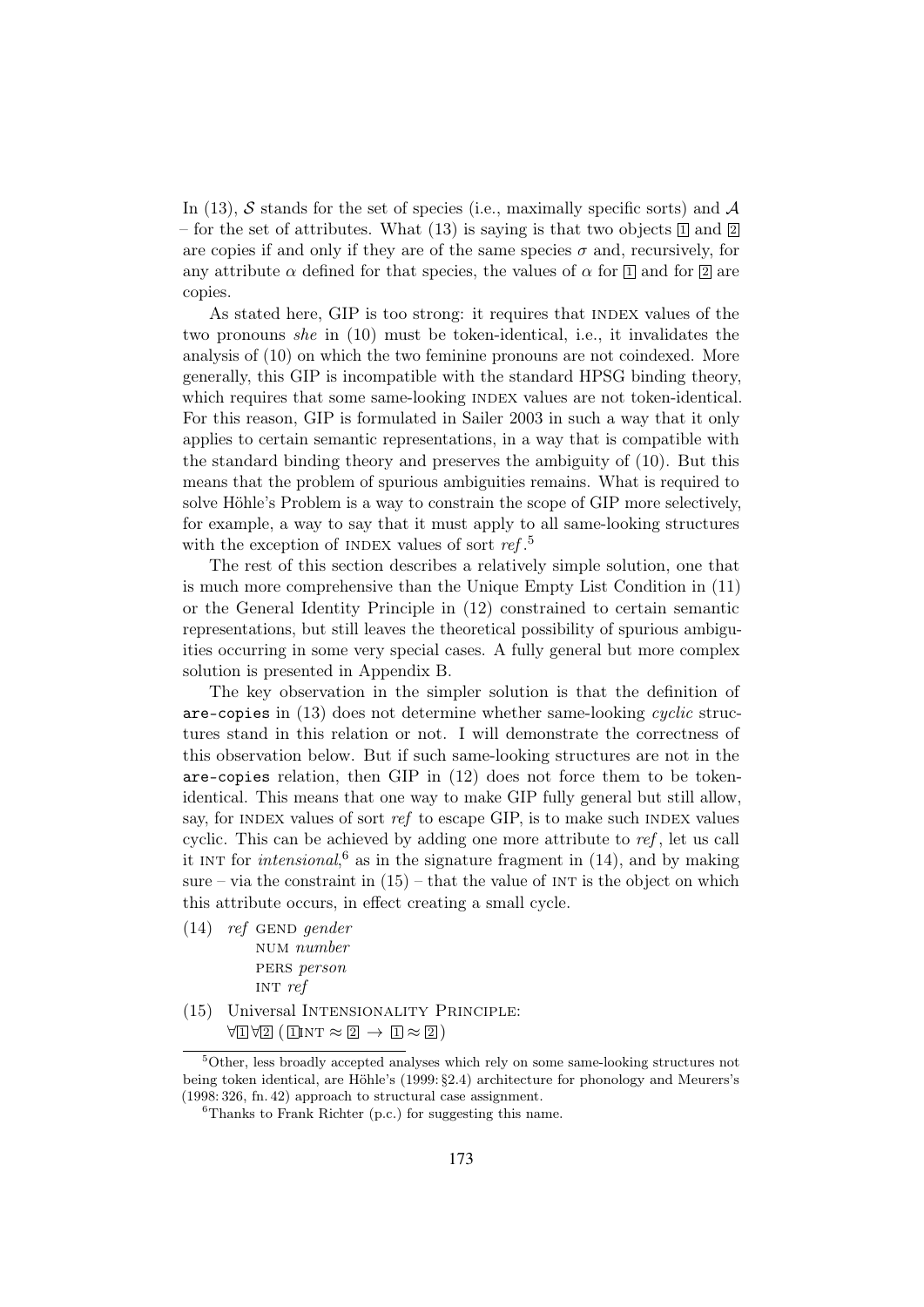In (13), $\mathcal{S}$ stands for the set of species (i.e., maximally specific sorts) and $\mathcal{A}$ – for the set of attributes. What (13) is saying is that two objects $\boxed{1}$ and $\boxed{2}$ are copies if and only if they are of the same species $\sigma$ and, recursively, for any attribute $\alpha$ defined for that species, the values of $\alpha$ for $\boxed{1}$ and for $\boxed{2}$ are copies.

As stated here, GIP is too strong: it requires that INDEX values of the two pronouns *she* in (10) must be token-identical, i.e., it invalidates the analysis of (10) on which the two feminine pronouns are not coindexed. More generally, this GIP is incompatible with the standard HPSG binding theory, which requires that some same-looking INDEX values are not token-identical. For this reason, GIP is formulated in Sailer 2003 in such a way that it only applies to certain semantic representations, in a way that is compatible with the standard binding theory and preserves the ambiguity of (10). But this means that the problem of spurious ambiguities remains. What is required to solve Höhle's Problem is a way to constrain the scope of GIP more selectively, for example, a way to say that it must apply to all same-looking structures with the exception of INDEX values of sort *ref*.[5]

The rest of this section describes a relatively simple solution, one that is much more comprehensive than the Unique Empty List Condition in (11) or the General Identity Principle in (12) constrained to certain semantic representations, but still leaves the theoretical possibility of spurious ambiguities occurring in some very special cases. A fully general but more complex solution is presented in Appendix B.

The key observation in the simpler solution is that the definition of `are-copies` in (13) does not determine whether same-looking *cyclic* structures stand in this relation or not. I will demonstrate the correctness of this observation below. But if such same-looking structures are not in the `are-copies` relation, then GIP in (12) does not force them to be token-identical. This means that one way to make GIP fully general but still allow, say, for INDEX values of sort *ref* to escape GIP, is to make such INDEX values cyclic. This can be achieved by adding one more attribute to *ref*, let us call it INT for *intensional*,[6] as in the signature fragment in (14), and by making sure – via the constraint in (15) – that the value of INT is the object on which this attribute occurs, in effect creating a small cycle.

(14) *ref* GEND *gender*
NUM *number*
PERS *person*
INT *ref*

(15) Universal INTENSIONALITY PRINCIPLE:
$\forall \boxed{1} \forall \boxed{2} \, ( \boxed{1}\text{INT} \approx \boxed{2} \rightarrow \boxed{1} \approx \boxed{2} )$

---

[5] Other, less broadly accepted analyses which rely on some same-looking structures not being token identical, are Höhle's (1999: §2.4) architecture for phonology and Meurers's (1998: 326, fn. 42) approach to structural case assignment.

[6] Thanks to Frank Richter (p.c.) for suggesting this name.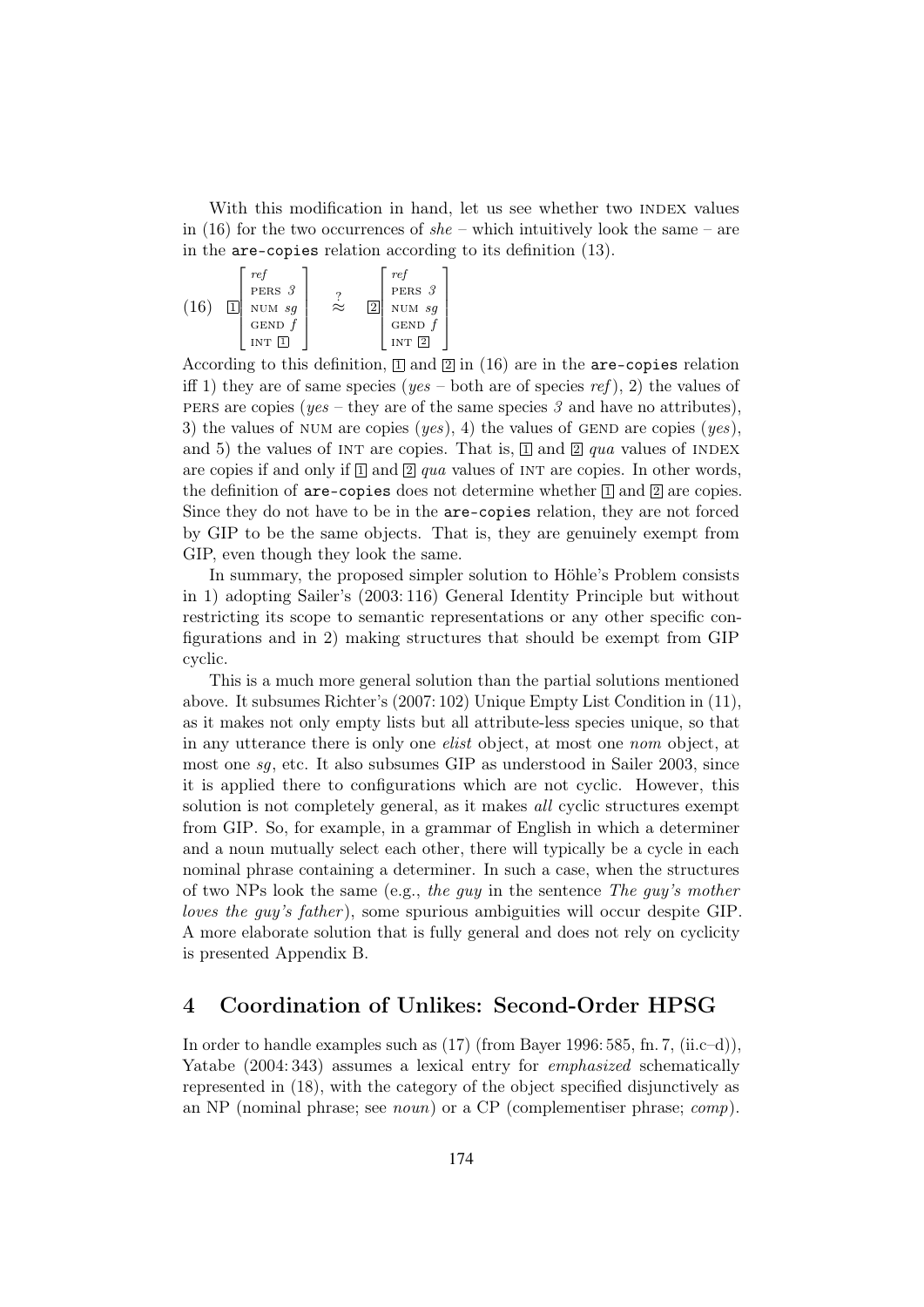With this modification in hand, let us see whether two INDEX values in (16) for the two occurrences of *she* – which intuitively look the same – are in the `are-copies` relation according to its definition (13).

$$\text{(16)}\quad \boxed{1}\begin{bmatrix} \textit{ref} \\ \text{PERS } \textit{3} \\ \text{NUM } \textit{sg} \\ \text{GEND } \textit{f} \\ \text{INT } \boxed{1} \end{bmatrix} \quad \overset{?}{\approx} \quad \boxed{2}\begin{bmatrix} \textit{ref} \\ \text{PERS } \textit{3} \\ \text{NUM } \textit{sg} \\ \text{GEND } \textit{f} \\ \text{INT } \boxed{2} \end{bmatrix}$$

According to this definition, $\boxed{1}$ and $\boxed{2}$ in (16) are in the `are-copies` relation iff 1) they are of same species (*yes* – both are of species *ref*), 2) the values of PERS are copies (*yes* – they are of the same species *3* and have no attributes), 3) the values of NUM are copies (*yes*), 4) the values of GEND are copies (*yes*), and 5) the values of INT are copies. That is, $\boxed{1}$ and $\boxed{2}$ *qua* values of INDEX are copies if and only if $\boxed{1}$ and $\boxed{2}$ *qua* values of INT are copies. In other words, the definition of `are-copies` does not determine whether $\boxed{1}$ and $\boxed{2}$ are copies. Since they do not have to be in the `are-copies` relation, they are not forced by GIP to be the same objects. That is, they are genuinely exempt from GIP, even though they look the same.

In summary, the proposed simpler solution to Höhle's Problem consists in 1) adopting Sailer's (2003: 116) General Identity Principle but without restricting its scope to semantic representations or any other specific configurations and in 2) making structures that should be exempt from GIP cyclic.

This is a much more general solution than the partial solutions mentioned above. It subsumes Richter's (2007: 102) Unique Empty List Condition in (11), as it makes not only empty lists but all attribute-less species unique, so that in any utterance there is only one *elist* object, at most one *nom* object, at most one *sg*, etc. It also subsumes GIP as understood in Sailer 2003, since it is applied there to configurations which are not cyclic. However, this solution is not completely general, as it makes *all* cyclic structures exempt from GIP. So, for example, in a grammar of English in which a determiner and a noun mutually select each other, there will typically be a cycle in each nominal phrase containing a determiner. In such a case, when the structures of two NPs look the same (e.g., *the guy* in the sentence *The guy's mother loves the guy's father*), some spurious ambiguities will occur despite GIP. A more elaborate solution that is fully general and does not rely on cyclicity is presented Appendix B.

## 4 Coordination of Unlikes: Second-Order HPSG

In order to handle examples such as (17) (from Bayer 1996: 585, fn. 7, (ii.c–d)), Yatabe (2004: 343) assumes a lexical entry for *emphasized* schematically represented in (18), with the category of the object specified disjunctively as an NP (nominal phrase; see *noun*) or a CP (complementiser phrase; *comp*).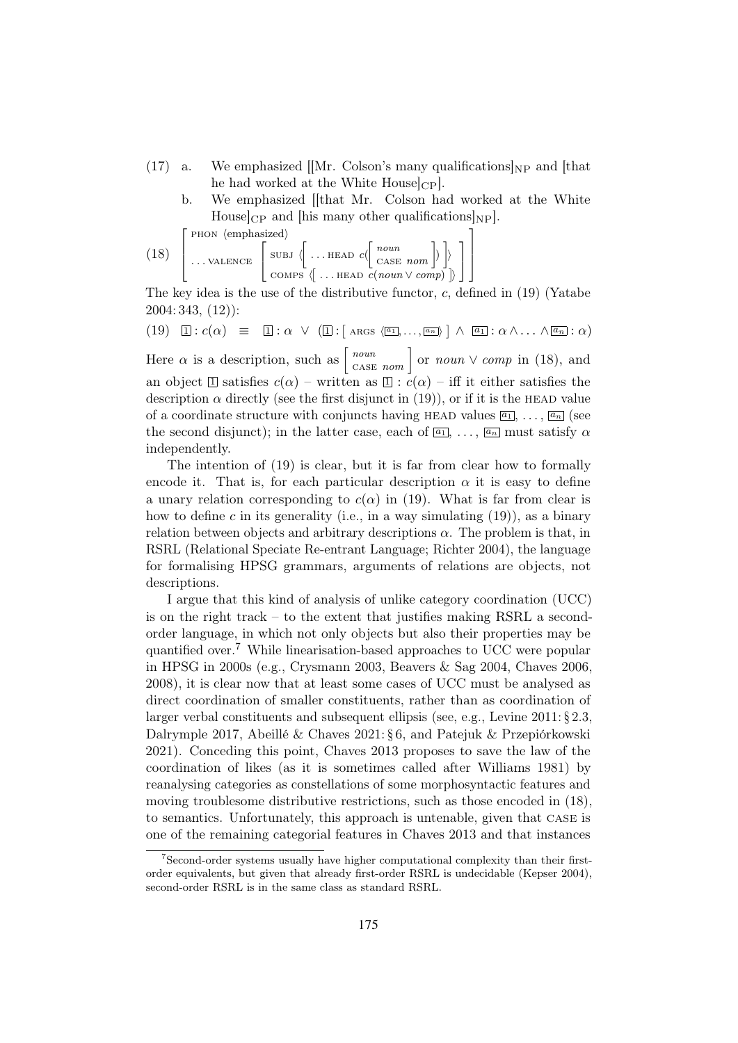(17) a. We emphasized [[Mr. Colson's many qualifications]$_{\text{NP}}$ and [that he had worked at the White House]$_{\text{CP}}$].

b. We emphasized [[that Mr. Colson had worked at the White House]$_{\text{CP}}$ and [his many other qualifications]$_{\text{NP}}$].

$$
(18) \quad \left[\begin{array}{l} \text{PHON} \ \langle \text{emphasized} \rangle \\ \ldots \text{VALENCE} \left[\begin{array}{l} \text{SUBJ} \ \left\langle \left[ \ldots \text{HEAD} \ c\left( \left[\begin{array}{l} noun \\ \text{CASE} \ nom \end{array}\right] \right) \right] \right\rangle \\ \text{COMPS} \ \left\langle \left[ \ldots \text{HEAD} \ c(noun \lor comp) \right] \right\rangle \end{array}\right] \end{array}\right]
$$

The key idea is the use of the distributive functor, $c$, defined in (19) (Yatabe 2004: 343, (12)):

$$
(19) \quad \boxed{1} : c(\alpha) \ \equiv \ \boxed{1} : \alpha \ \lor \ (\boxed{1} : [\ \text{ARGS} \ \langle \boxed{a_1}, \ldots, \boxed{a_n} \rangle\ ] \ \land \ \boxed{a_1} : \alpha \land \ldots \land \boxed{a_n} : \alpha)
$$

Here $\alpha$ is a description, such as $\left[\begin{array}{l} noun \\ \text{CASE} \ nom \end{array}\right]$ or $noun \lor comp$ in (18), and an object $\boxed{1}$ satisfies $c(\alpha)$ – written as $\boxed{1} : c(\alpha)$ – iff it either satisfies the description $\alpha$ directly (see the first disjunct in (19)), or if it is the HEAD value of a coordinate structure with conjuncts having HEAD values $\boxed{a_1}$, ..., $\boxed{a_n}$ (see the second disjunct); in the latter case, each of $\boxed{a_1}$, ..., $\boxed{a_n}$ must satisfy $\alpha$ independently.

The intention of (19) is clear, but it is far from clear how to formally encode it. That is, for each particular description $\alpha$ it is easy to define a unary relation corresponding to $c(\alpha)$ in (19). What is far from clear is how to define $c$ in its generality (i.e., in a way simulating (19)), as a binary relation between objects and arbitrary descriptions $\alpha$. The problem is that, in RSRL (Relational Speciate Re-entrant Language; Richter 2004), the language for formalising HPSG grammars, arguments of relations are objects, not descriptions.

I argue that this kind of analysis of unlike category coordination (UCC) is on the right track – to the extent that justifies making RSRL a second-order language, in which not only objects but also their properties may be quantified over.[7] While linearisation-based approaches to UCC were popular in HPSG in 2000s (e.g., Crysmann 2003, Beavers & Sag 2004, Chaves 2006, 2008), it is clear now that at least some cases of UCC must be analysed as direct coordination of smaller constituents, rather than as coordination of larger verbal constituents and subsequent ellipsis (see, e.g., Levine 2011: § 2.3, Dalrymple 2017, Abeillé & Chaves 2021: § 6, and Patejuk & Przepiórkowski 2021). Conceding this point, Chaves 2013 proposes to save the law of the coordination of likes (as it is sometimes called after Williams 1981) by reanalysing categories as constellations of some morphosyntactic features and moving troublesome distributive restrictions, such as those encoded in (18), to semantics. Unfortunately, this approach is untenable, given that CASE is one of the remaining categorial features in Chaves 2013 and that instances

[7] Second-order systems usually have higher computational complexity than their first-order equivalents, but given that already first-order RSRL is undecidable (Kepser 2004), second-order RSRL is in the same class as standard RSRL.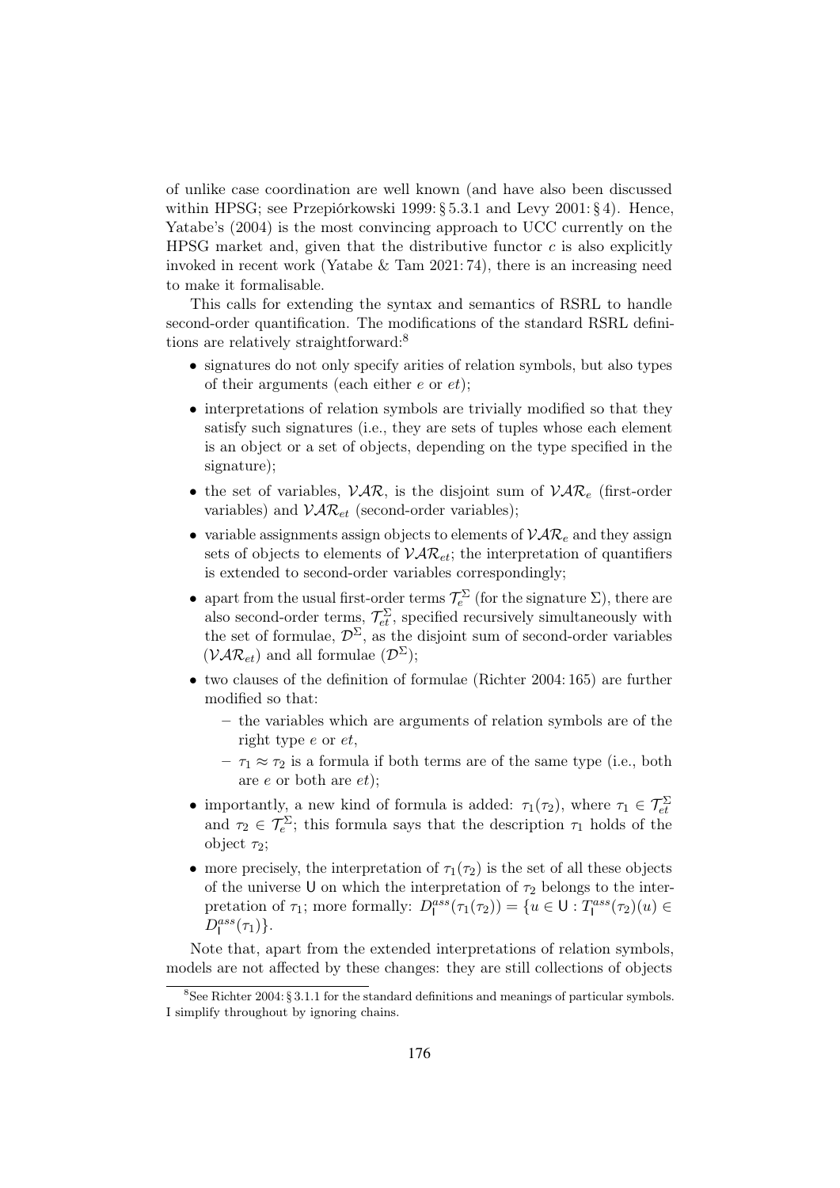of unlike case coordination are well known (and have also been discussed within HPSG; see Przepiórkowski 1999: § 5.3.1 and Levy 2001: § 4). Hence, Yatabe's (2004) is the most convincing approach to UCC currently on the HPSG market and, given that the distributive functor *c* is also explicitly invoked in recent work (Yatabe & Tam 2021: 74), there is an increasing need to make it formalisable.

This calls for extending the syntax and semantics of RSRL to handle second-order quantification. The modifications of the standard RSRL definitions are relatively straightforward:[8]

- signatures do not only specify arities of relation symbols, but also types of their arguments (each either $e$ or $et$);
- interpretations of relation symbols are trivially modified so that they satisfy such signatures (i.e., they are sets of tuples whose each element is an object or a set of objects, depending on the type specified in the signature);
- the set of variables, $\mathcal{VAR}$, is the disjoint sum of $\mathcal{VAR}_e$ (first-order variables) and $\mathcal{VAR}_{et}$ (second-order variables);
- variable assignments assign objects to elements of $\mathcal{VAR}_e$ and they assign sets of objects to elements of $\mathcal{VAR}_{et}$; the interpretation of quantifiers is extended to second-order variables correspondingly;
- apart from the usual first-order terms $\mathcal{T}^{\Sigma}_{e}$ (for the signature $\Sigma$), there are also second-order terms, $\mathcal{T}^{\Sigma}_{et}$, specified recursively simultaneously with the set of formulae, $\mathcal{D}^{\Sigma}$, as the disjoint sum of second-order variables ($\mathcal{VAR}_{et}$) and all formulae ($\mathcal{D}^{\Sigma}$);
- two clauses of the definition of formulae (Richter 2004: 165) are further modified so that:
  - the variables which are arguments of relation symbols are of the right type $e$ or $et$,
  - $\tau_1 \approx \tau_2$ is a formula if both terms are of the same type (i.e., both are $e$ or both are $et$);
- importantly, a new kind of formula is added: $\tau_1(\tau_2)$, where $\tau_1 \in \mathcal{T}^{\Sigma}_{et}$ and $\tau_2 \in \mathcal{T}^{\Sigma}_{e}$; this formula says that the description $\tau_1$ holds of the object $\tau_2$;
- more precisely, the interpretation of $\tau_1(\tau_2)$ is the set of all these objects of the universe $\mathsf{U}$ on which the interpretation of $\tau_2$ belongs to the interpretation of $\tau_1$; more formally: $D^{ass}_{\mathsf{I}}(\tau_1(\tau_2)) = \{u \in \mathsf{U} : T^{ass}_{\mathsf{I}}(\tau_2)(u) \in D^{ass}_{\mathsf{I}}(\tau_1)\}$.

Note that, apart from the extended interpretations of relation symbols, models are not affected by these changes: they are still collections of objects

[8] See Richter 2004: § 3.1.1 for the standard definitions and meanings of particular symbols. I simplify throughout by ignoring chains.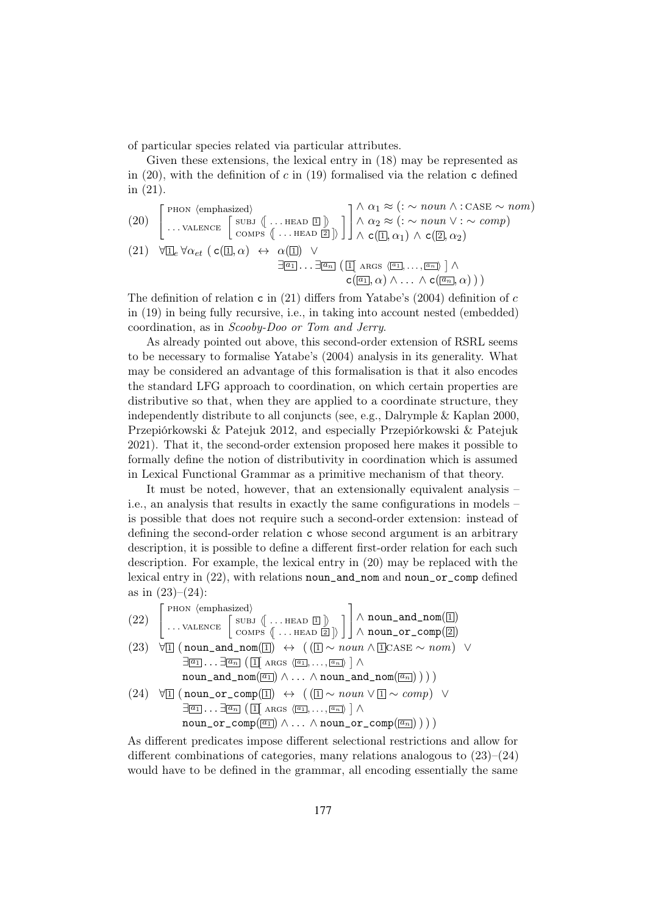of particular species related via particular attributes.

Given these extensions, the lexical entry in (18) may be represented as in (20), with the definition of $c$ in (19) formalised via the relation c defined in (21).

(20) $\left[\begin{array}{l}\text{PHON } \langle \text{emphasized} \rangle \\ \ldots\text{VALENCE } \left[\begin{array}{l}\text{SUBJ } \langle\!\left[ \ldots \text{HEAD } \boxed{1} \right]\!\rangle \\ \text{COMPS } \langle\!\left[ \ldots \text{HEAD } \boxed{2} \right]\!\rangle\end{array}\right]\end{array}\right] \begin{array}{l}\wedge\ \alpha_1 \approx (:\sim noun \wedge :\text{CASE} \sim nom) \\ \wedge\ \alpha_2 \approx (:\sim noun \vee :\sim comp) \\ \wedge\ \mathtt{c}(\boxed{1}, \alpha_1)\ \wedge\ \mathtt{c}(\boxed{2}, \alpha_2)\end{array}$

(21) $\forall \boxed{1}_e\, \forall \alpha_{et}\ (\ \mathtt{c}(\boxed{1}, \alpha)\ \leftrightarrow\ \alpha(\boxed{1})\ \vee$
$\exists \boxed{a_1} \ldots \exists \boxed{a_n}\ (\ \boxed{1}\!\left[\ \text{ARGS } \langle \boxed{a_1}, \ldots, \boxed{a_n} \rangle\ \right] \wedge$
$\mathtt{c}(\boxed{a_1}, \alpha) \wedge \ldots \wedge \mathtt{c}(\boxed{a_n}, \alpha)\ )\ )$

The definition of relation c in (21) differs from Yatabe's (2004) definition of $c$ in (19) in being fully recursive, i.e., in taking into account nested (embedded) coordination, as in *Scooby-Doo or Tom and Jerry*.

As already pointed out above, this second-order extension of RSRL seems to be necessary to formalise Yatabe's (2004) analysis in its generality. What may be considered an advantage of this formalisation is that it also encodes the standard LFG approach to coordination, on which certain properties are distributive so that, when they are applied to a coordinate structure, they independently distribute to all conjuncts (see, e.g., Dalrymple & Kaplan 2000, Przepiórkowski & Patejuk 2012, and especially Przepiórkowski & Patejuk 2021). That it, the second-order extension proposed here makes it possible to formally define the notion of distributivity in coordination which is assumed in Lexical Functional Grammar as a primitive mechanism of that theory.

It must be noted, however, that an extensionally equivalent analysis – i.e., an analysis that results in exactly the same configurations in models – is possible that does not require such a second-order extension: instead of defining the second-order relation c whose second argument is an arbitrary description, it is possible to define a different first-order relation for each such description. For example, the lexical entry in (20) may be replaced with the lexical entry in (22), with relations noun_and_nom and noun_or_comp defined as in (23)–(24):

(22) $\left[\begin{array}{l}\text{PHON } \langle \text{emphasized} \rangle \\ \ldots\text{VALENCE } \left[\begin{array}{l}\text{SUBJ } \langle\!\left[ \ldots \text{HEAD } \boxed{1} \right]\!\rangle \\ \text{COMPS } \langle\!\left[ \ldots \text{HEAD } \boxed{2} \right]\!\rangle\end{array}\right]\end{array}\right] \begin{array}{l}\wedge\ \mathtt{noun\_and\_nom}(\boxed{1}) \\ \wedge\ \mathtt{noun\_or\_comp}(\boxed{2})\end{array}$

(23) $\forall \boxed{1}\ (\ \mathtt{noun\_and\_nom}(\boxed{1})\ \leftrightarrow\ (\ (\boxed{1} \sim noun \wedge \boxed{1}\text{CASE} \sim nom)\ \vee$
$\exists \boxed{a_1} \ldots \exists \boxed{a_n}\ (\ \boxed{1}\!\left[\ \text{ARGS } \langle \boxed{a_1}, \ldots, \boxed{a_n} \rangle\ \right] \wedge$
$\mathtt{noun\_and\_nom}(\boxed{a_1}) \wedge \ldots \wedge \mathtt{noun\_and\_nom}(\boxed{a_n})\ )\ )\ )$

(24) $\forall \boxed{1}\ (\ \mathtt{noun\_or\_comp}(\boxed{1})\ \leftrightarrow\ (\ (\boxed{1} \sim noun \vee \boxed{1} \sim comp)\ \vee$
$\exists \boxed{a_1} \ldots \exists \boxed{a_n}\ (\ \boxed{1}\!\left[\ \text{ARGS } \langle \boxed{a_1}, \ldots, \boxed{a_n} \rangle\ \right] \wedge$
$\mathtt{noun\_or\_comp}(\boxed{a_1}) \wedge \ldots \wedge \mathtt{noun\_or\_comp}(\boxed{a_n})\ )\ )\ )$

As different predicates impose different selectional restrictions and allow for different combinations of categories, many relations analogous to (23)–(24) would have to be defined in the grammar, all encoding essentially the same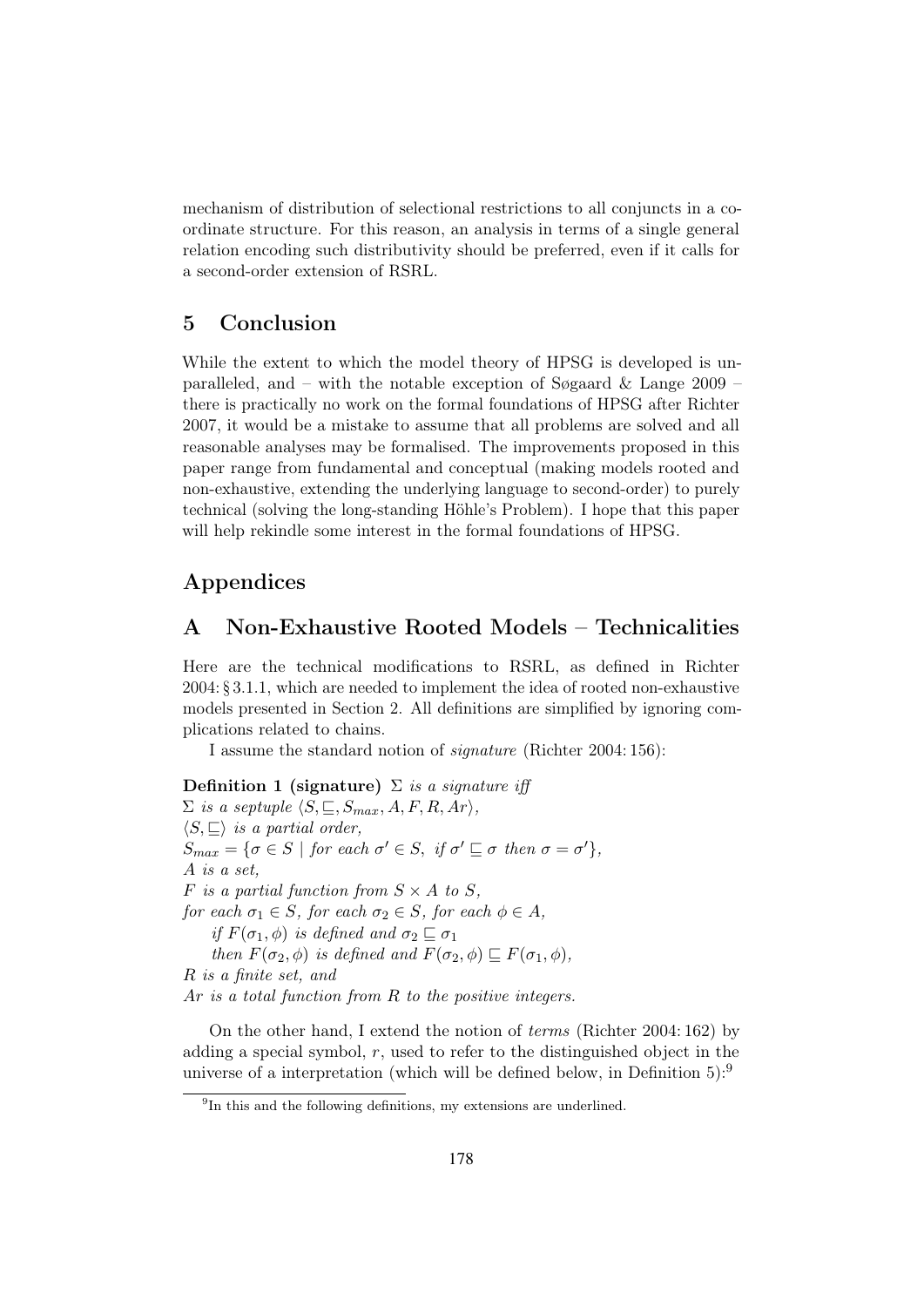mechanism of distribution of selectional restrictions to all conjuncts in a coordinate structure. For this reason, an analysis in terms of a single general relation encoding such distributivity should be preferred, even if it calls for a second-order extension of RSRL.

## 5 Conclusion

While the extent to which the model theory of HPSG is developed is unparalleled, and – with the notable exception of Søgaard & Lange 2009 – there is practically no work on the formal foundations of HPSG after Richter 2007, it would be a mistake to assume that all problems are solved and all reasonable analyses may be formalised. The improvements proposed in this paper range from fundamental and conceptual (making models rooted and non-exhaustive, extending the underlying language to second-order) to purely technical (solving the long-standing Höhle's Problem). I hope that this paper will help rekindle some interest in the formal foundations of HPSG.

# Appendices

## A Non-Exhaustive Rooted Models – Technicalities

Here are the technical modifications to RSRL, as defined in Richter 2004: § 3.1.1, which are needed to implement the idea of rooted non-exhaustive models presented in Section 2. All definitions are simplified by ignoring complications related to chains.

I assume the standard notion of *signature* (Richter 2004: 156):

**Definition 1 (signature)** *$\Sigma$ is a signature iff*
*$\Sigma$ is a septuple $\langle S, \sqsubseteq, S_{max}, A, F, R, Ar\rangle$,*
*$\langle S, \sqsubseteq\rangle$ is a partial order,*
*$S_{max} = \{\sigma \in S \mid$ for each $\sigma' \in S$, if $\sigma' \sqsubseteq \sigma$ then $\sigma = \sigma'\}$,*
*$A$ is a set,*
*$F$ is a partial function from $S \times A$ to $S$,*
*for each $\sigma_1 \in S$, for each $\sigma_2 \in S$, for each $\phi \in A$,*
  *if $F(\sigma_1, \phi)$ is defined and $\sigma_2 \sqsubseteq \sigma_1$*
  *then $F(\sigma_2, \phi)$ is defined and $F(\sigma_2, \phi) \sqsubseteq F(\sigma_1, \phi)$,*
*$R$ is a finite set, and*
*$Ar$ is a total function from $R$ to the positive integers.*

On the other hand, I extend the notion of *terms* (Richter 2004: 162) by adding a special symbol, $r$, used to refer to the distinguished object in the universe of a interpretation (which will be defined below, in Definition 5):[9]

[9] In this and the following definitions, my extensions are underlined.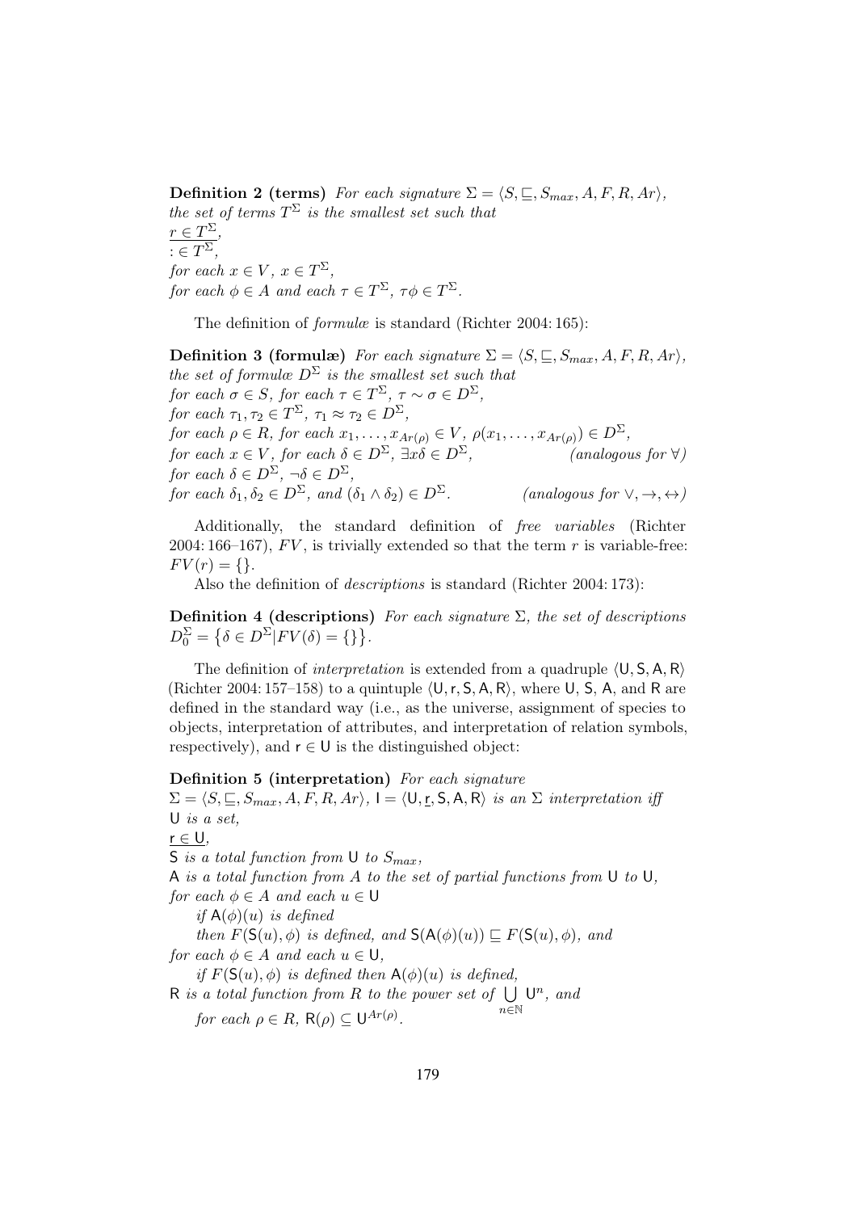**Definition 2 (terms)** *For each signature* $\Sigma = \langle S, \sqsubseteq, S_{max}, A, F, R, Ar\rangle$*, the set of terms* $T^{\Sigma}$ *is the smallest set such that*
$\underline{r \in T^{\Sigma}}$,
$\underline{: \in T^{\Sigma}}$,
*for each* $x \in V$*,* $x \in T^{\Sigma}$*,*
*for each* $\phi \in A$ *and each* $\tau \in T^{\Sigma}$*,* $\tau\phi \in T^{\Sigma}$*.*

The definition of *formulæ* is standard (Richter 2004: 165):

**Definition 3 (formulæ)** *For each signature* $\Sigma = \langle S, \sqsubseteq, S_{max}, A, F, R, Ar\rangle$*, the set of formulæ* $D^{\Sigma}$ *is the smallest set such that*
*for each* $\sigma \in S$*, for each* $\tau \in T^{\Sigma}$*,* $\tau \sim \sigma \in D^{\Sigma}$*,*
*for each* $\tau_1, \tau_2 \in T^{\Sigma}$*,* $\tau_1 \approx \tau_2 \in D^{\Sigma}$*,*
*for each* $\rho \in R$*, for each* $x_1, \ldots, x_{Ar(\rho)} \in V$*,* $\rho(x_1, \ldots, x_{Ar(\rho)}) \in D^{\Sigma}$*,*
*for each* $x \in V$*, for each* $\delta \in D^{\Sigma}$*,* $\exists x\delta \in D^{\Sigma}$*,* *(analogous for* $\forall$*)*
*for each* $\delta \in D^{\Sigma}$*,* $\neg\delta \in D^{\Sigma}$*,*
*for each* $\delta_1, \delta_2 \in D^{\Sigma}$*, and* $(\delta_1 \wedge \delta_2) \in D^{\Sigma}$*.* *(analogous for* $\vee, \rightarrow, \leftrightarrow$*)*

Additionally, the standard definition of *free variables* (Richter 2004: 166–167), $FV$, is trivially extended so that the term $r$ is variable-free: $FV(r) = \{\}$.

Also the definition of *descriptions* is standard (Richter 2004: 173):

**Definition 4 (descriptions)** *For each signature* $\Sigma$*, the set of descriptions* $D_0^{\Sigma} = \left\{\delta \in D^{\Sigma} | FV(\delta) = \{\}\right\}$*.*

The definition of *interpretation* is extended from a quadruple $\langle \mathsf{U}, \mathsf{S}, \mathsf{A}, \mathsf{R}\rangle$ (Richter 2004: 157–158) to a quintuple $\langle \mathsf{U}, \mathsf{r}, \mathsf{S}, \mathsf{A}, \mathsf{R}\rangle$, where $\mathsf{U}$, $\mathsf{S}$, $\mathsf{A}$, and $\mathsf{R}$ are defined in the standard way (i.e., as the universe, assignment of species to objects, interpretation of attributes, and interpretation of relation symbols, respectively), and $\mathsf{r} \in \mathsf{U}$ is the distinguished object:

**Definition 5 (interpretation)** *For each signature* $\Sigma = \langle S, \sqsubseteq, S_{max}, A, F, R, Ar\rangle$*,* $\mathsf{I} = \langle \mathsf{U}, \underline{\mathsf{r}}, \mathsf{S}, \mathsf{A}, \mathsf{R}\rangle$ *is an* $\Sigma$ *interpretation iff*
$\mathsf{U}$ *is a set,*
$\underline{\mathsf{r} \in \mathsf{U}}$,
$\mathsf{S}$ *is a total function from* $\mathsf{U}$ *to* $S_{max}$*,*
$\mathsf{A}$ *is a total function from* $A$ *to the set of partial functions from* $\mathsf{U}$ *to* $\mathsf{U}$*,*
*for each* $\phi \in A$ *and each* $u \in \mathsf{U}$
*if* $\mathsf{A}(\phi)(u)$ *is defined*
*then* $F(\mathsf{S}(u), \phi)$ *is defined, and* $\mathsf{S}(\mathsf{A}(\phi)(u)) \sqsubseteq F(\mathsf{S}(u), \phi)$*, and*
*for each* $\phi \in A$ *and each* $u \in \mathsf{U}$*,*
*if* $F(\mathsf{S}(u), \phi)$ *is defined then* $\mathsf{A}(\phi)(u)$ *is defined,*
$\mathsf{R}$ *is a total function from* $R$ *to the power set of* $\bigcup_{n \in \mathbb{N}} \mathsf{U}^n$*, and*
*for each* $\rho \in R$*,* $\mathsf{R}(\rho) \subseteq \mathsf{U}^{Ar(\rho)}$*.*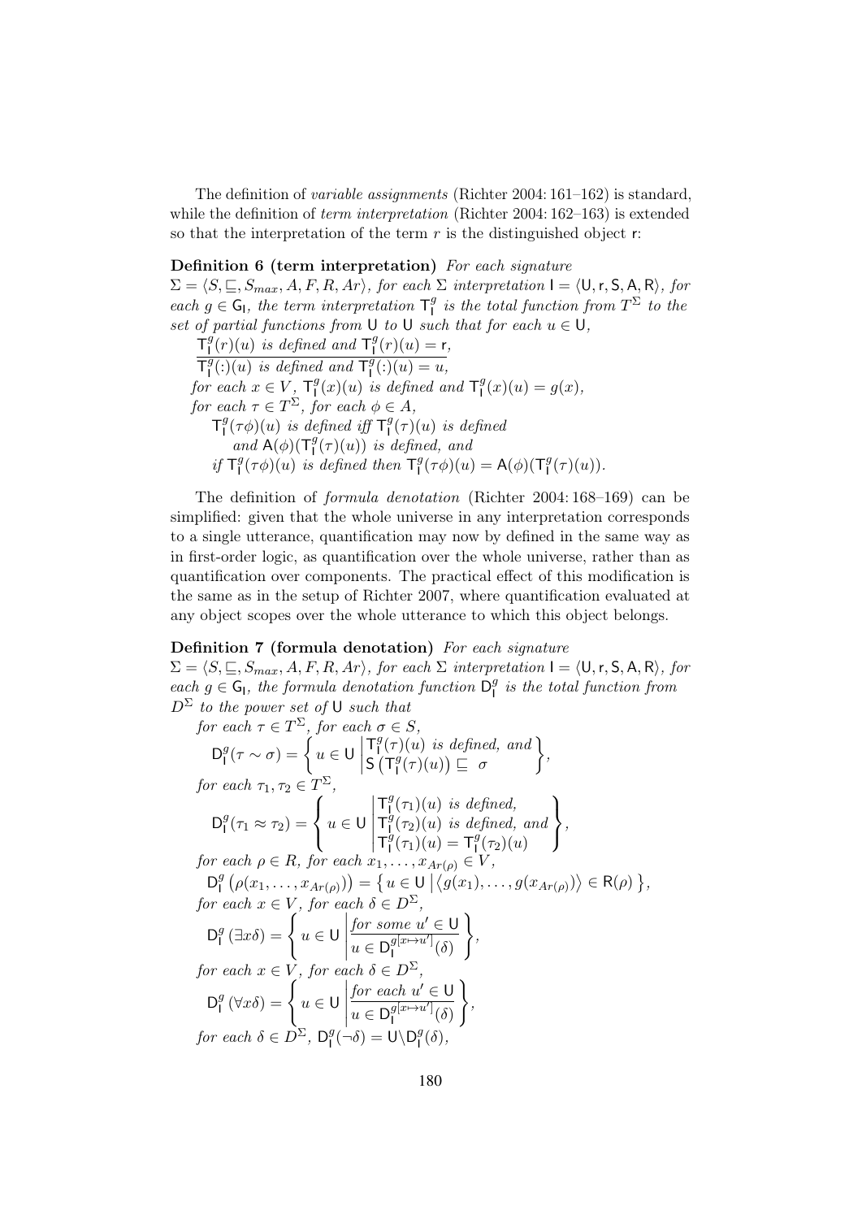The definition of *variable assignments* (Richter 2004: 161–162) is standard, while the definition of *term interpretation* (Richter 2004: 162–163) is extended so that the interpretation of the term $r$ is the distinguished object $\mathsf{r}$:

**Definition 6 (term interpretation)** *For each signature* $\Sigma = \langle S, \sqsubseteq, S_{max}, A, F, R, Ar\rangle$, *for each* $\Sigma$ *interpretation* $\mathsf{I} = \langle \mathsf{U}, \mathsf{r}, \mathsf{S}, \mathsf{A}, \mathsf{R}\rangle$, *for each* $g \in \mathsf{G}_\mathsf{I}$, *the term interpretation* $\mathsf{T}^g_\mathsf{I}$ *is the total function from* $T^\Sigma$ *to the set of partial functions from* $\mathsf{U}$ *to* $\mathsf{U}$ *such that for each* $u \in \mathsf{U}$,

$\underline{\mathsf{T}^g_\mathsf{I}(r)(u) \text{ is defined and } \mathsf{T}^g_\mathsf{I}(r)(u) = \mathsf{r},}$
$\overline{\mathsf{T}^g_\mathsf{I}(:)(u) \text{ is defined and } \mathsf{T}^g_\mathsf{I}(:)(u) = u,}$
*for each* $x \in V$, $\mathsf{T}^g_\mathsf{I}(x)(u)$ *is defined and* $\mathsf{T}^g_\mathsf{I}(x)(u) = g(x)$,
*for each* $\tau \in T^\Sigma$, *for each* $\phi \in A$,
$\mathsf{T}^g_\mathsf{I}(\tau\phi)(u)$ *is defined iff* $\mathsf{T}^g_\mathsf{I}(\tau)(u)$ *is defined and* $\mathsf{A}(\phi)(\mathsf{T}^g_\mathsf{I}(\tau)(u))$ *is defined, and*
*if* $\mathsf{T}^g_\mathsf{I}(\tau\phi)(u)$ *is defined then* $\mathsf{T}^g_\mathsf{I}(\tau\phi)(u) = \mathsf{A}(\phi)(\mathsf{T}^g_\mathsf{I}(\tau)(u))$.

The definition of *formula denotation* (Richter 2004: 168–169) can be simplified: given that the whole universe in any interpretation corresponds to a single utterance, quantification may now by defined in the same way as in first-order logic, as quantification over the whole universe, rather than as quantification over components. The practical effect of this modification is the same as in the setup of Richter 2007, where quantification evaluated at any object scopes over the whole utterance to which this object belongs.

**Definition 7 (formula denotation)** *For each signature* $\Sigma = \langle S, \sqsubseteq, S_{max}, A, F, R, Ar\rangle$, *for each* $\Sigma$ *interpretation* $\mathsf{I} = \langle \mathsf{U}, \mathsf{r}, \mathsf{S}, \mathsf{A}, \mathsf{R}\rangle$, *for each* $g \in \mathsf{G}_\mathsf{I}$, *the formula denotation function* $\mathsf{D}^g_\mathsf{I}$ *is the total function from* $D^\Sigma$ *to the power set of* $\mathsf{U}$ *such that*

*for each* $\tau \in T^\Sigma$, *for each* $\sigma \in S$,

$$\mathsf{D}^g_\mathsf{I}(\tau \sim \sigma) = \left\{ u \in \mathsf{U} \;\middle|\; \begin{array}{l} \mathsf{T}^g_\mathsf{I}(\tau)(u) \text{ is defined, and} \\ \mathsf{S}\left(\mathsf{T}^g_\mathsf{I}(\tau)(u)\right) \sqsubseteq \sigma \end{array} \right\},$$

*for each* $\tau_1, \tau_2 \in T^\Sigma$,

$$\mathsf{D}^g_\mathsf{I}(\tau_1 \approx \tau_2) = \left\{ u \in \mathsf{U} \;\middle|\; \begin{array}{l} \mathsf{T}^g_\mathsf{I}(\tau_1)(u) \text{ is defined,} \\ \mathsf{T}^g_\mathsf{I}(\tau_2)(u) \text{ is defined, and} \\ \mathsf{T}^g_\mathsf{I}(\tau_1)(u) = \mathsf{T}^g_\mathsf{I}(\tau_2)(u) \end{array} \right\},$$

*for each* $\rho \in R$, *for each* $x_1, \ldots, x_{Ar(\rho)} \in V$,

$$\mathsf{D}^g_\mathsf{I}\left(\rho(x_1, \ldots, x_{Ar(\rho)})\right) = \left\{ u \in \mathsf{U} \;\middle|\; \left\langle g(x_1), \ldots, g(x_{Ar(\rho)})\right\rangle \in \mathsf{R}(\rho) \right\},$$

*for each* $x \in V$, *for each* $\delta \in D^\Sigma$,

$$\mathsf{D}^g_\mathsf{I}(\exists x \delta) = \left\{ u \in \mathsf{U} \;\middle|\; \frac{\text{for some } u' \in \mathsf{U}}{u \in \mathsf{D}^{g[x \mapsto u']}_\mathsf{I}(\delta)} \right\},$$

*for each* $x \in V$, *for each* $\delta \in D^\Sigma$,

$$\mathsf{D}^g_\mathsf{I}(\forall x \delta) = \left\{ u \in \mathsf{U} \;\middle|\; \frac{\text{for each } u' \in \mathsf{U}}{u \in \mathsf{D}^{g[x \mapsto u']}_\mathsf{I}(\delta)} \right\},$$

*for each* $\delta \in D^\Sigma$, $\mathsf{D}^g_\mathsf{I}(\neg\delta) = \mathsf{U} \backslash \mathsf{D}^g_\mathsf{I}(\delta)$,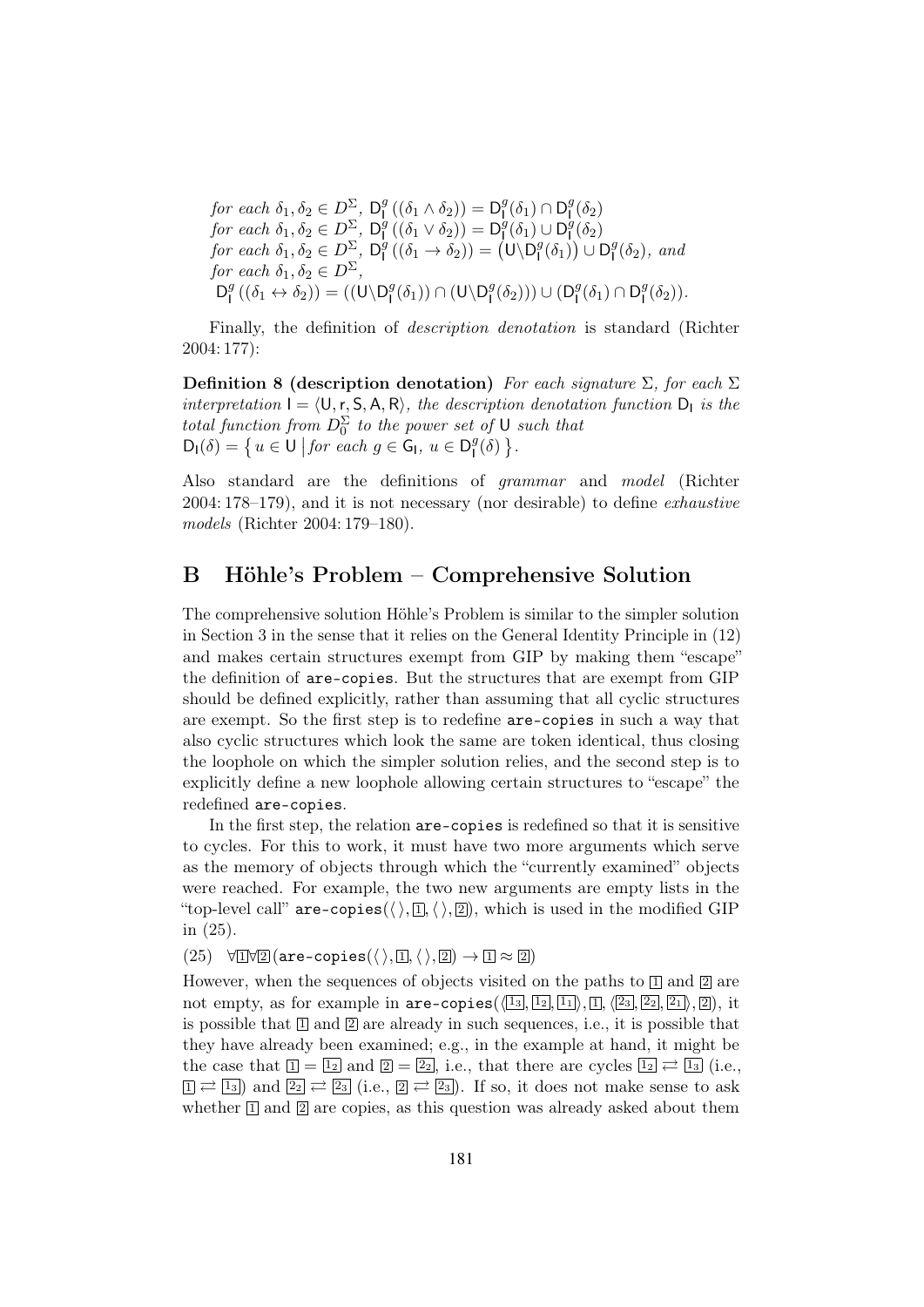*for each* $\delta_1, \delta_2 \in D^\Sigma$, $\mathsf{D}^g_\mathsf{I}((\delta_1 \wedge \delta_2)) = \mathsf{D}^g_\mathsf{I}(\delta_1) \cap \mathsf{D}^g_\mathsf{I}(\delta_2)$
*for each* $\delta_1, \delta_2 \in D^\Sigma$, $\mathsf{D}^g_\mathsf{I}((\delta_1 \vee \delta_2)) = \mathsf{D}^g_\mathsf{I}(\delta_1) \cup \mathsf{D}^g_\mathsf{I}(\delta_2)$
*for each* $\delta_1, \delta_2 \in D^\Sigma$, $\mathsf{D}^g_\mathsf{I}((\delta_1 \rightarrow \delta_2)) = \left(\mathsf{U}\backslash\mathsf{D}^g_\mathsf{I}(\delta_1)\right) \cup \mathsf{D}^g_\mathsf{I}(\delta_2)$, *and*
*for each* $\delta_1, \delta_2 \in D^\Sigma$,
$\mathsf{D}^g_\mathsf{I}((\delta_1 \leftrightarrow \delta_2)) = ((\mathsf{U}\backslash\mathsf{D}^g_\mathsf{I}(\delta_1)) \cap (\mathsf{U}\backslash\mathsf{D}^g_\mathsf{I}(\delta_2))) \cup (\mathsf{D}^g_\mathsf{I}(\delta_1) \cap \mathsf{D}^g_\mathsf{I}(\delta_2))$.

Finally, the definition of *description denotation* is standard (Richter 2004: 177):

**Definition 8 (description denotation)** *For each signature* $\Sigma$*, for each* $\Sigma$ *interpretation* $\mathsf{I} = \langle \mathsf{U}, \mathsf{r}, \mathsf{S}, \mathsf{A}, \mathsf{R} \rangle$*, the description denotation function* $\mathsf{D}_\mathsf{I}$ *is the total function from* $D^\Sigma_0$ *to the power set of* $\mathsf{U}$ *such that*
$\mathsf{D}_\mathsf{I}(\delta) = \left\{ u \in \mathsf{U} \,\middle|\, \textit{for each } g \in \mathsf{G}_\mathsf{I},\ u \in \mathsf{D}^g_\mathsf{I}(\delta) \right\}$.

Also standard are the definitions of *grammar* and *model* (Richter 2004: 178–179), and it is not necessary (nor desirable) to define *exhaustive models* (Richter 2004: 179–180).

## B Höhle's Problem – Comprehensive Solution

The comprehensive solution Höhle's Problem is similar to the simpler solution in Section 3 in the sense that it relies on the General Identity Principle in (12) and makes certain structures exempt from GIP by making them "escape" the definition of `are-copies`. But the structures that are exempt from GIP should be defined explicitly, rather than assuming that all cyclic structures are exempt. So the first step is to redefine `are-copies` in such a way that also cyclic structures which look the same are token identical, thus closing the loophole on which the simpler solution relies, and the second step is to explicitly define a new loophole allowing certain structures to "escape" the redefined `are-copies`.

In the first step, the relation `are-copies` is redefined so that it is sensitive to cycles. For this to work, it must have two more arguments which serve as the memory of objects through which the "currently examined" objects were reached. For example, the two new arguments are empty lists in the "top-level call" $\texttt{are-copies}(\langle\rangle, \boxed{1}, \langle\rangle, \boxed{2})$, which is used in the modified GIP in (25).

(25) $\forall\boxed{1}\forall\boxed{2}(\texttt{are-copies}(\langle\rangle, \boxed{1}, \langle\rangle, \boxed{2}) \rightarrow \boxed{1} \approx \boxed{2})$

However, when the sequences of objects visited on the paths to $\boxed{1}$ and $\boxed{2}$ are not empty, as for example in $\texttt{are-copies}(\langle\boxed{1_3}, \boxed{1_2}, \boxed{1_1}\rangle, \boxed{1}, \langle\boxed{2_3}, \boxed{2_2}, \boxed{2_1}\rangle, \boxed{2})$, it is possible that $\boxed{1}$ and $\boxed{2}$ are already in such sequences, i.e., it is possible that they have already been examined; e.g., in the example at hand, it might be the case that $\boxed{1} = \boxed{1_2}$ and $\boxed{2} = \boxed{2_2}$, i.e., that there are cycles $\boxed{1_2} \rightleftarrows \boxed{1_3}$ (i.e., $\boxed{1} \rightleftarrows \boxed{1_3}$) and $\boxed{2_2} \rightleftarrows \boxed{2_3}$ (i.e., $\boxed{2} \rightleftarrows \boxed{2_3}$). If so, it does not make sense to ask whether $\boxed{1}$ and $\boxed{2}$ are copies, as this question was already asked about them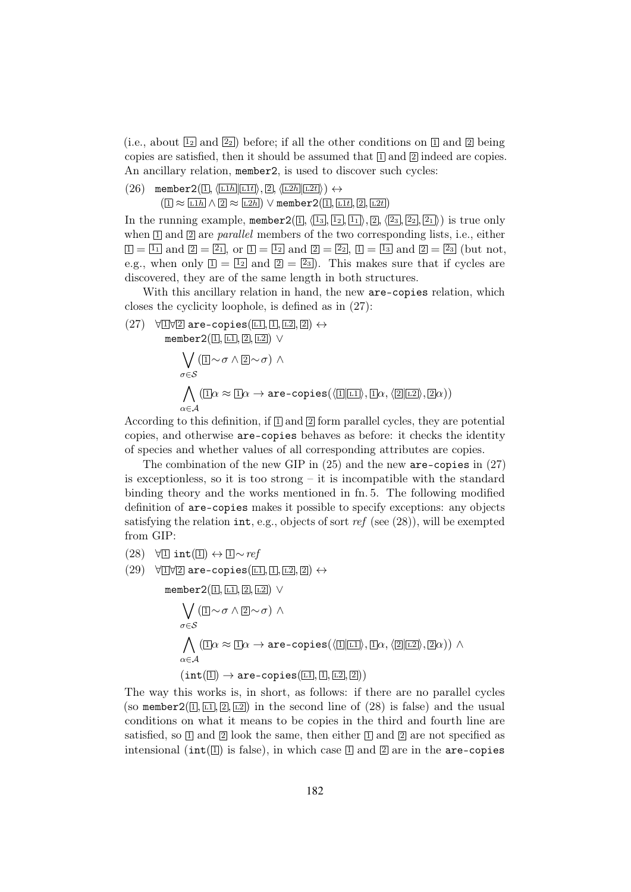(i.e., about $\boxed{1_2}$ and $\boxed{2_2}$) before; if all the other conditions on $\boxed{1}$ and $\boxed{2}$ being copies are satisfied, then it should be assumed that $\boxed{1}$ and $\boxed{2}$ indeed are copies. An ancillary relation, `member2`, is used to discover such cycles:

(26) $\texttt{member2}(\boxed{1}, \langle\boxed{\scriptstyle L1h}|\boxed{\scriptstyle L1t}\rangle, \boxed{2}, \langle\boxed{\scriptstyle L2h}|\boxed{\scriptstyle L2t}\rangle) \leftrightarrow$
$\quad(\boxed{1} \approx \boxed{\scriptstyle L1h} \wedge \boxed{2} \approx \boxed{\scriptstyle L2h}) \vee \texttt{member2}(\boxed{1}, \boxed{\scriptstyle L1t}, \boxed{2}, \boxed{\scriptstyle L2t})$

In the running example, $\texttt{member2}(\boxed{1}, \langle\boxed{1_3}, \boxed{1_2}, \boxed{1_1}\rangle, \boxed{2}, \langle\boxed{2_3}, \boxed{2_2}, \boxed{2_1}\rangle)$ is true only when $\boxed{1}$ and $\boxed{2}$ are *parallel* members of the two corresponding lists, i.e., either $\boxed{1} = \boxed{1_1}$ and $\boxed{2} = \boxed{2_1}$, or $\boxed{1} = \boxed{1_2}$ and $\boxed{2} = \boxed{2_2}$, $\boxed{1} = \boxed{1_3}$ and $\boxed{2} = \boxed{2_3}$ (but not, e.g., when only $\boxed{1} = \boxed{1_2}$ and $\boxed{2} = \boxed{2_3}$). This makes sure that if cycles are discovered, they are of the same length in both structures.

With this ancillary relation in hand, the new `are-copies` relation, which closes the cyclicity loophole, is defined as in (27):

(27)
$$\forall\boxed{1}\forall\boxed{2}\ \texttt{are-copies}(\boxed{\scriptstyle L1}, \boxed{1}, \boxed{\scriptstyle L2}, \boxed{2}) \leftrightarrow$$
$$\texttt{member2}(\boxed{1}, \boxed{\scriptstyle L1}, \boxed{2}, \boxed{\scriptstyle L2}) \vee$$
$$\bigvee_{\sigma \in \mathcal{S}} (\boxed{1} \sim \sigma \wedge \boxed{2} \sim \sigma) \wedge$$
$$\bigwedge_{\alpha \in \mathcal{A}} (\boxed{1}\alpha \approx \boxed{1}\alpha \rightarrow \texttt{are-copies}(\langle\boxed{1}|\boxed{\scriptstyle L1}\rangle, \boxed{1}\alpha, \langle\boxed{2}|\boxed{\scriptstyle L2}\rangle, \boxed{2}\alpha))$$

According to this definition, if $\boxed{1}$ and $\boxed{2}$ form parallel cycles, they are potential copies, and otherwise `are-copies` behaves as before: it checks the identity of species and whether values of all corresponding attributes are copies.

The combination of the new GIP in (25) and the new `are-copies` in (27) is exceptionless, so it is too strong – it is incompatible with the standard binding theory and the works mentioned in fn. 5. The following modified definition of `are-copies` makes it possible to specify exceptions: any objects satisfying the relation `int`, e.g., objects of sort *ref* (see (28)), will be exempted from GIP:

(28) $\forall\boxed{1}\ \texttt{int}(\boxed{1}) \leftrightarrow \boxed{1} \sim \mathit{ref}$

(29)
$$\forall\boxed{1}\forall\boxed{2}\ \texttt{are-copies}(\boxed{\scriptstyle L1}, \boxed{1}, \boxed{\scriptstyle L2}, \boxed{2}) \leftrightarrow$$
$$\texttt{member2}(\boxed{1}, \boxed{\scriptstyle L1}, \boxed{2}, \boxed{\scriptstyle L2}) \vee$$
$$\bigvee_{\sigma \in \mathcal{S}} (\boxed{1} \sim \sigma \wedge \boxed{2} \sim \sigma) \wedge$$
$$\bigwedge_{\alpha \in \mathcal{A}} (\boxed{1}\alpha \approx \boxed{1}\alpha \rightarrow \texttt{are-copies}(\langle\boxed{1}|\boxed{\scriptstyle L1}\rangle, \boxed{1}\alpha, \langle\boxed{2}|\boxed{\scriptstyle L2}\rangle, \boxed{2}\alpha)) \wedge$$
$$(\texttt{int}(\boxed{1}) \rightarrow \texttt{are-copies}(\boxed{\scriptstyle L1}, \boxed{1}, \boxed{\scriptstyle L2}, \boxed{2}))$$

The way this works is, in short, as follows: if there are no parallel cycles (so $\texttt{member2}(\boxed{1}, \boxed{\scriptstyle L1}, \boxed{2}, \boxed{\scriptstyle L2})$ in the second line of (28) is false) and the usual conditions on what it means to be copies in the third and fourth line are satisfied, so $\boxed{1}$ and $\boxed{2}$ look the same, then either $\boxed{1}$ and $\boxed{2}$ are not specified as intensional ($\texttt{int}(\boxed{1})$ is false), in which case $\boxed{1}$ and $\boxed{2}$ are in the `are-copies`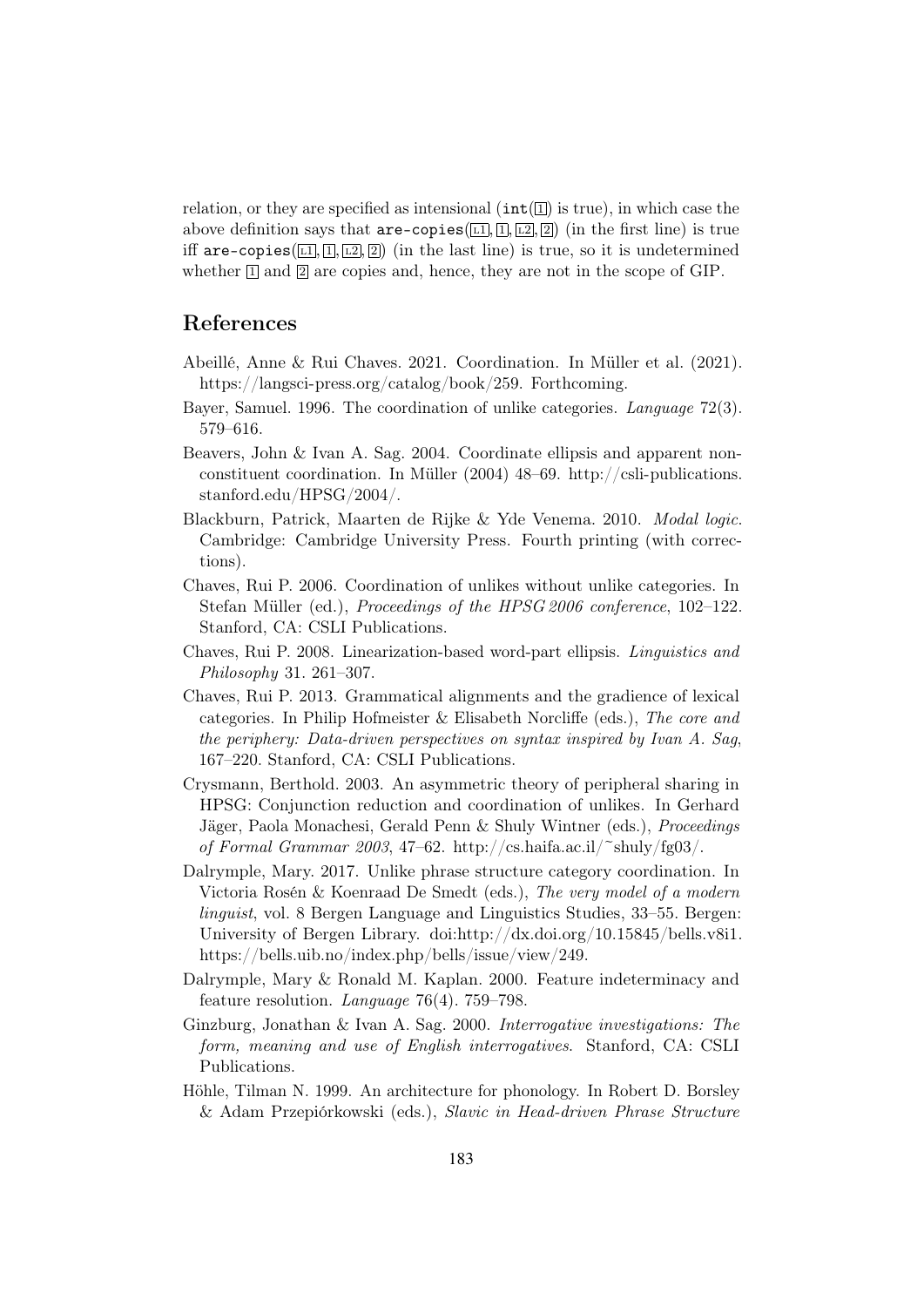relation, or they are specified as intensional (`int`(1) is true), in which case the above definition says that `are-copies`(L1, 1, L2, 2) (in the first line) is true iff `are-copies`(L1, 1, L2, 2) (in the last line) is true, so it is undetermined whether 1 and 2 are copies and, hence, they are not in the scope of GIP.

## References

Abeillé, Anne & Rui Chaves. 2021. Coordination. In Müller et al. (2021). https://langsci-press.org/catalog/book/259. Forthcoming.

Bayer, Samuel. 1996. The coordination of unlike categories. *Language* 72(3). 579–616.

Beavers, John & Ivan A. Sag. 2004. Coordinate ellipsis and apparent non-constituent coordination. In Müller (2004) 48–69. http://csli-publications.stanford.edu/HPSG/2004/.

Blackburn, Patrick, Maarten de Rijke & Yde Venema. 2010. *Modal logic*. Cambridge: Cambridge University Press. Fourth printing (with corrections).

Chaves, Rui P. 2006. Coordination of unlikes without unlike categories. In Stefan Müller (ed.), *Proceedings of the HPSG 2006 conference*, 102–122. Stanford, CA: CSLI Publications.

Chaves, Rui P. 2008. Linearization-based word-part ellipsis. *Linguistics and Philosophy* 31. 261–307.

Chaves, Rui P. 2013. Grammatical alignments and the gradience of lexical categories. In Philip Hofmeister & Elisabeth Norcliffe (eds.), *The core and the periphery: Data-driven perspectives on syntax inspired by Ivan A. Sag*, 167–220. Stanford, CA: CSLI Publications.

Crysmann, Berthold. 2003. An asymmetric theory of peripheral sharing in HPSG: Conjunction reduction and coordination of unlikes. In Gerhard Jäger, Paola Monachesi, Gerald Penn & Shuly Wintner (eds.), *Proceedings of Formal Grammar 2003*, 47–62. http://cs.haifa.ac.il/~shuly/fg03/.

Dalrymple, Mary. 2017. Unlike phrase structure category coordination. In Victoria Rosén & Koenraad De Smedt (eds.), *The very model of a modern linguist*, vol. 8 Bergen Language and Linguistics Studies, 33–55. Bergen: University of Bergen Library. doi:http://dx.doi.org/10.15845/bells.v8i1. https://bells.uib.no/index.php/bells/issue/view/249.

Dalrymple, Mary & Ronald M. Kaplan. 2000. Feature indeterminacy and feature resolution. *Language* 76(4). 759–798.

Ginzburg, Jonathan & Ivan A. Sag. 2000. *Interrogative investigations: The form, meaning and use of English interrogatives*. Stanford, CA: CSLI Publications.

Höhle, Tilman N. 1999. An architecture for phonology. In Robert D. Borsley & Adam Przepiórkowski (eds.), *Slavic in Head-driven Phrase Structure*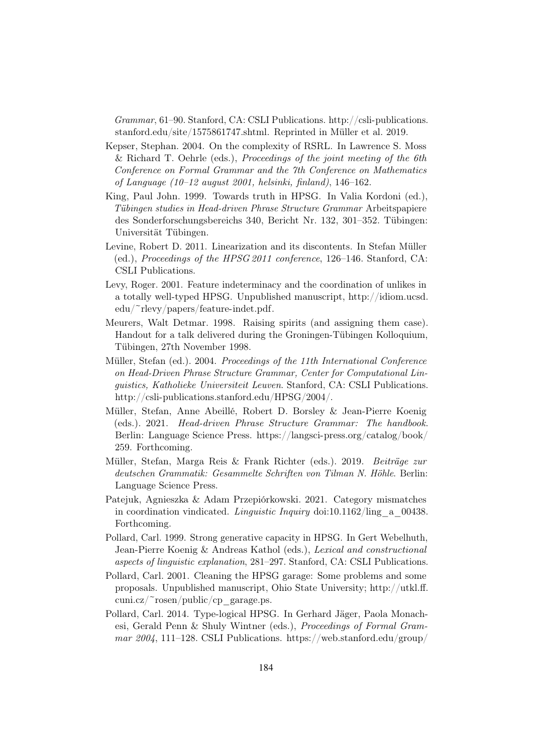*Grammar*, 61–90. Stanford, CA: CSLI Publications. http://csli-publications.stanford.edu/site/1575861747.shtml. Reprinted in Müller et al. 2019.

Kepser, Stephan. 2004. On the complexity of RSRL. In Lawrence S. Moss & Richard T. Oehrle (eds.), *Proceedings of the joint meeting of the 6th Conference on Formal Grammar and the 7th Conference on Mathematics of Language (10–12 august 2001, helsinki, finland)*, 146–162.

King, Paul John. 1999. Towards truth in HPSG. In Valia Kordoni (ed.), *Tübingen studies in Head-driven Phrase Structure Grammar* Arbeitspapiere des Sonderforschungsbereichs 340, Bericht Nr. 132, 301–352. Tübingen: Universität Tübingen.

Levine, Robert D. 2011. Linearization and its discontents. In Stefan Müller (ed.), *Proceedings of the HPSG 2011 conference*, 126–146. Stanford, CA: CSLI Publications.

Levy, Roger. 2001. Feature indeterminacy and the coordination of unlikes in a totally well-typed HPSG. Unpublished manuscript, http://idiom.ucsd.edu/~rlevy/papers/feature-indet.pdf.

Meurers, Walt Detmar. 1998. Raising spirits (and assigning them case). Handout for a talk delivered during the Groningen-Tübingen Kolloquium, Tübingen, 27th November 1998.

Müller, Stefan (ed.). 2004. *Proceedings of the 11th International Conference on Head-Driven Phrase Structure Grammar, Center for Computational Linguistics, Katholieke Universiteit Leuven*. Stanford, CA: CSLI Publications. http://csli-publications.stanford.edu/HPSG/2004/.

Müller, Stefan, Anne Abeillé, Robert D. Borsley & Jean-Pierre Koenig (eds.). 2021. *Head-driven Phrase Structure Grammar: The handbook*. Berlin: Language Science Press. https://langsci-press.org/catalog/book/259. Forthcoming.

Müller, Stefan, Marga Reis & Frank Richter (eds.). 2019. *Beiträge zur deutschen Grammatik: Gesammelte Schriften von Tilman N. Höhle*. Berlin: Language Science Press.

Patejuk, Agnieszka & Adam Przepiórkowski. 2021. Category mismatches in coordination vindicated. *Linguistic Inquiry* doi:10.1162/ling_a_00438. Forthcoming.

Pollard, Carl. 1999. Strong generative capacity in HPSG. In Gert Webelhuth, Jean-Pierre Koenig & Andreas Kathol (eds.), *Lexical and constructional aspects of linguistic explanation*, 281–297. Stanford, CA: CSLI Publications.

Pollard, Carl. 2001. Cleaning the HPSG garage: Some problems and some proposals. Unpublished manuscript, Ohio State University; http://utkl.ff.cuni.cz/~rosen/public/cp_garage.ps.

Pollard, Carl. 2014. Type-logical HPSG. In Gerhard Jäger, Paola Monachesi, Gerald Penn & Shuly Wintner (eds.), *Proceedings of Formal Grammar 2004*, 111–128. CSLI Publications. https://web.stanford.edu/group/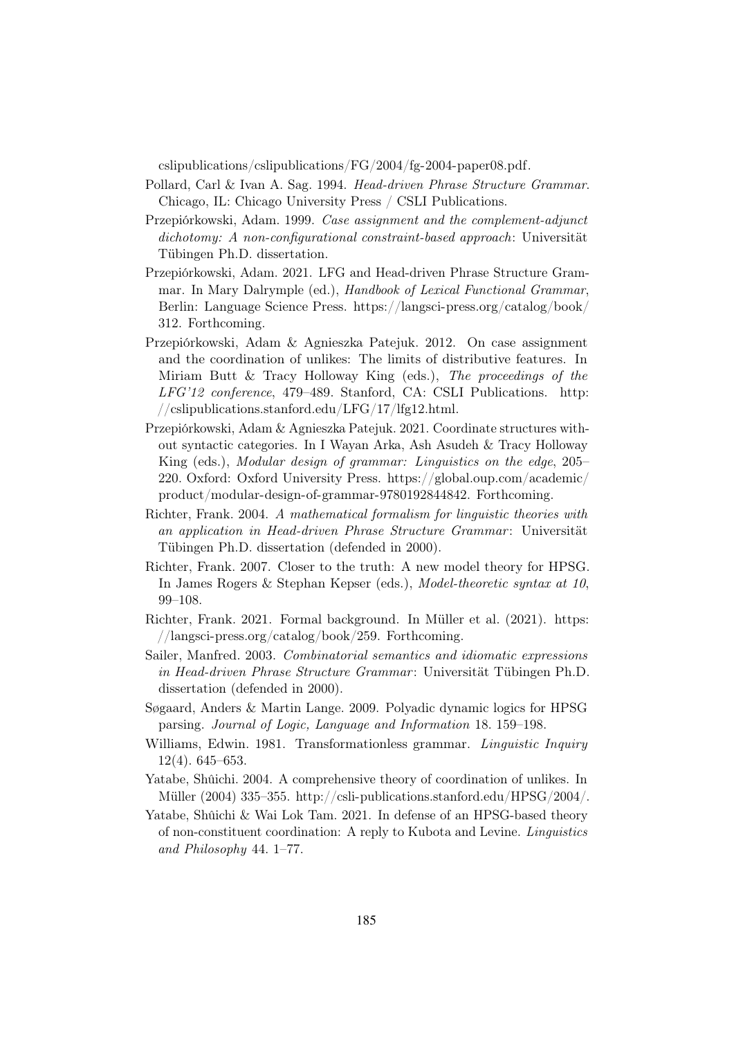cslipublications/cslipublications/FG/2004/fg-2004-paper08.pdf.

Pollard, Carl & Ivan A. Sag. 1994. *Head-driven Phrase Structure Grammar*. Chicago, IL: Chicago University Press / CSLI Publications.

Przepiórkowski, Adam. 1999. *Case assignment and the complement-adjunct dichotomy: A non-configurational constraint-based approach*: Universität Tübingen Ph.D. dissertation.

Przepiórkowski, Adam. 2021. LFG and Head-driven Phrase Structure Grammar. In Mary Dalrymple (ed.), *Handbook of Lexical Functional Grammar*, Berlin: Language Science Press. https://langsci-press.org/catalog/book/312. Forthcoming.

Przepiórkowski, Adam & Agnieszka Patejuk. 2012. On case assignment and the coordination of unlikes: The limits of distributive features. In Miriam Butt & Tracy Holloway King (eds.), *The proceedings of the LFG'12 conference*, 479–489. Stanford, CA: CSLI Publications. http://cslipublications.stanford.edu/LFG/17/lfg12.html.

Przepiórkowski, Adam & Agnieszka Patejuk. 2021. Coordinate structures without syntactic categories. In I Wayan Arka, Ash Asudeh & Tracy Holloway King (eds.), *Modular design of grammar: Linguistics on the edge*, 205–220. Oxford: Oxford University Press. https://global.oup.com/academic/product/modular-design-of-grammar-9780192844842. Forthcoming.

Richter, Frank. 2004. *A mathematical formalism for linguistic theories with an application in Head-driven Phrase Structure Grammar*: Universität Tübingen Ph.D. dissertation (defended in 2000).

Richter, Frank. 2007. Closer to the truth: A new model theory for HPSG. In James Rogers & Stephan Kepser (eds.), *Model-theoretic syntax at 10*, 99–108.

Richter, Frank. 2021. Formal background. In Müller et al. (2021). https://langsci-press.org/catalog/book/259. Forthcoming.

Sailer, Manfred. 2003. *Combinatorial semantics and idiomatic expressions in Head-driven Phrase Structure Grammar*: Universität Tübingen Ph.D. dissertation (defended in 2000).

Søgaard, Anders & Martin Lange. 2009. Polyadic dynamic logics for HPSG parsing. *Journal of Logic, Language and Information* 18. 159–198.

Williams, Edwin. 1981. Transformationless grammar. *Linguistic Inquiry* 12(4). 645–653.

Yatabe, Shûichi. 2004. A comprehensive theory of coordination of unlikes. In Müller (2004) 335–355. http://csli-publications.stanford.edu/HPSG/2004/.

Yatabe, Shûichi & Wai Lok Tam. 2021. In defense of an HPSG-based theory of non-constituent coordination: A reply to Kubota and Levine. *Linguistics and Philosophy* 44. 1–77.